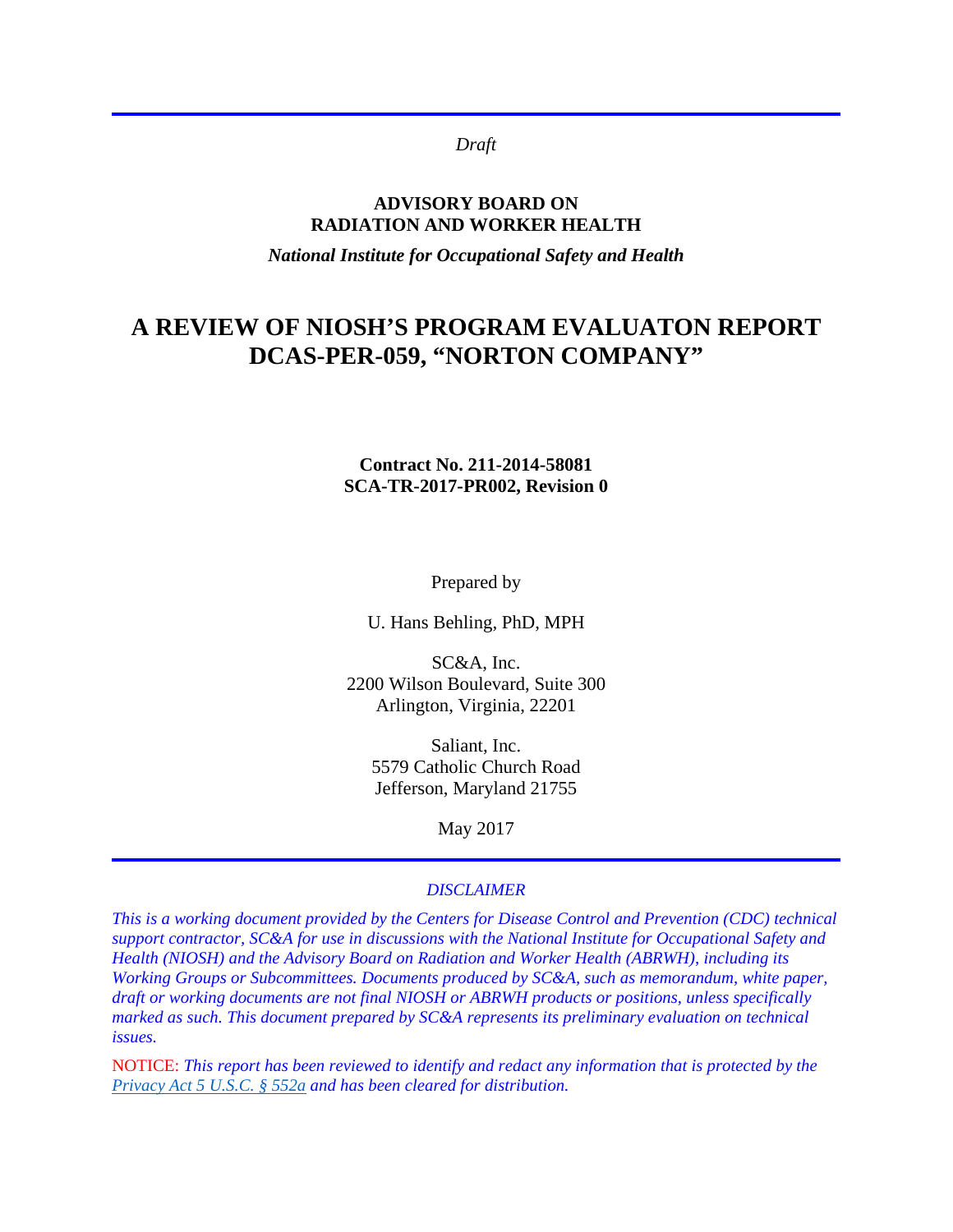*Draft*

**ADVISORY BOARD ON**
**RADIATION AND WORKER HEALTH**

***National Institute for Occupational Safety and Health***

# A REVIEW OF NIOSH'S PROGRAM EVALUATON REPORT DCAS-PER-059, "NORTON COMPANY"

**Contract No. 211-2014-58081**
**SCA-TR-2017-PR002, Revision 0**

Prepared by

U. Hans Behling, PhD, MPH

SC&A, Inc.
2200 Wilson Boulevard, Suite 300
Arlington, Virginia, 22201

Saliant, Inc.
5579 Catholic Church Road
Jefferson, Maryland 21755

May 2017

*DISCLAIMER*

*This is a working document provided by the Centers for Disease Control and Prevention (CDC) technical support contractor, SC&A for use in discussions with the National Institute for Occupational Safety and Health (NIOSH) and the Advisory Board on Radiation and Worker Health (ABRWH), including its Working Groups or Subcommittees. Documents produced by SC&A, such as memorandum, white paper, draft or working documents are not final NIOSH or ABRWH products or positions, unless specifically marked as such. This document prepared by SC&A represents its preliminary evaluation on technical issues.*

NOTICE: *This report has been reviewed to identify and redact any information that is protected by the Privacy Act 5 U.S.C. § 552a and has been cleared for distribution.*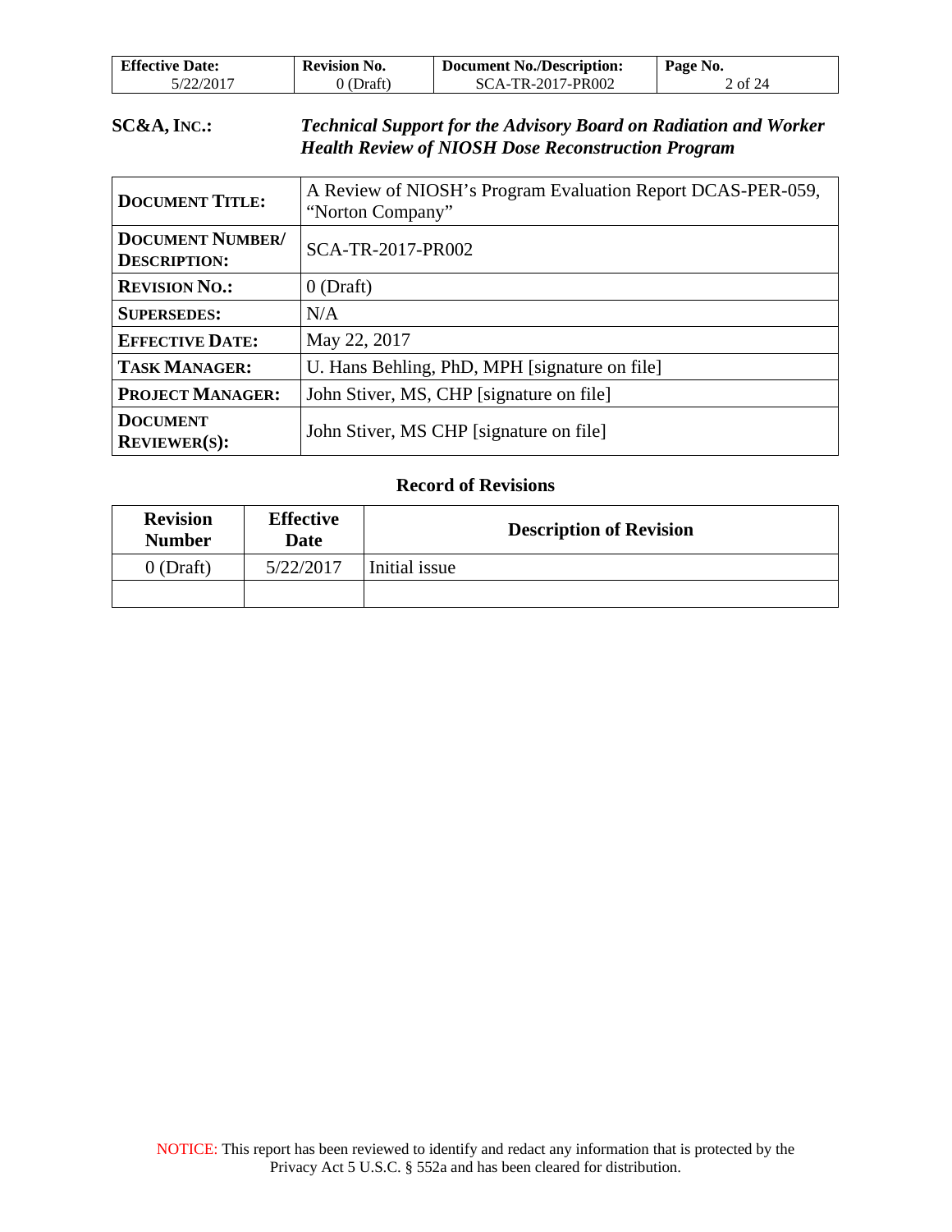**SC&A, INC.:** ***Technical Support for the Advisory Board on Radiation and Worker Health Review of NIOSH Dose Reconstruction Program***

| | |
|---|---|
| **DOCUMENT TITLE:** | A Review of NIOSH's Program Evaluation Report DCAS-PER-059, "Norton Company" |
| **DOCUMENT NUMBER/ DESCRIPTION:** | SCA-TR-2017-PR002 |
| **REVISION NO.:** | 0 (Draft) |
| **SUPERSEDES:** | N/A |
| **EFFECTIVE DATE:** | May 22, 2017 |
| **TASK MANAGER:** | U. Hans Behling, PhD, MPH [signature on file] |
| **PROJECT MANAGER:** | John Stiver, MS, CHP [signature on file] |
| **DOCUMENT REVIEWER(S):** | John Stiver, MS CHP [signature on file] |

**Record of Revisions**

| Revision Number | Effective Date | Description of Revision |
|---|---|---|
| 0 (Draft) | 5/22/2017 | Initial issue |
| | | |

NOTICE: This report has been reviewed to identify and redact any information that is protected by the Privacy Act 5 U.S.C. § 552a and has been cleared for distribution.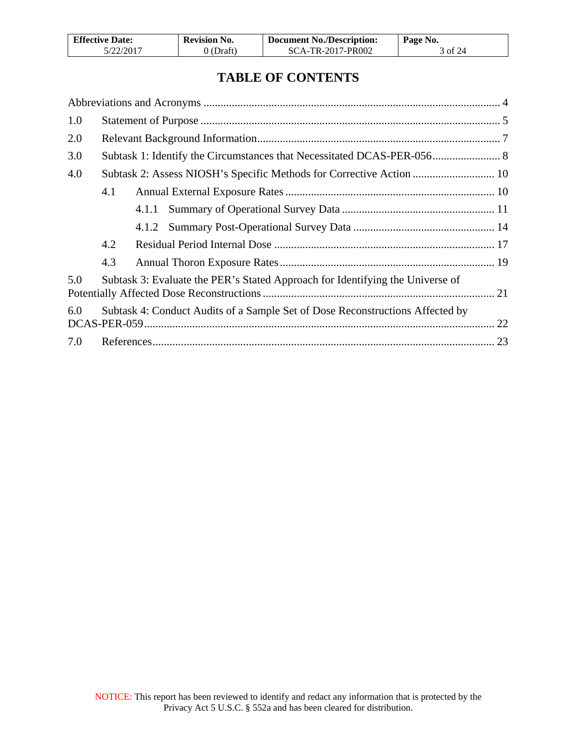# TABLE OF CONTENTS

Abbreviations and Acronyms ........................................................................................................ 4

1.0 Statement of Purpose ......................................................................................................... 5

2.0 Relevant Background Information...................................................................................... 7

3.0 Subtask 1: Identify the Circumstances that Necessitated DCAS-PER-056........................ 8

4.0 Subtask 2: Assess NIOSH’s Specific Methods for Corrective Action ............................. 10

- 4.1 Annual External Exposure Rates .......................................................................... 10
  - 4.1.1 Summary of Operational Survey Data ...................................................... 11
  - 4.1.2 Summary Post-Operational Survey Data .................................................. 14
- 4.2 Residual Period Internal Dose .............................................................................. 17
- 4.3 Annual Thoron Exposure Rates ............................................................................ 19

5.0 Subtask 3: Evaluate the PER’s Stated Approach for Identifying the Universe of Potentially Affected Dose Reconstructions .................................................................................. 21

6.0 Subtask 4: Conduct Audits of a Sample Set of Dose Reconstructions Affected by DCAS-PER-059........................................................................................................................... 22

7.0 References......................................................................................................................... 23

NOTICE: This report has been reviewed to identify and redact any information that is protected by the Privacy Act 5 U.S.C. § 552a and has been cleared for distribution.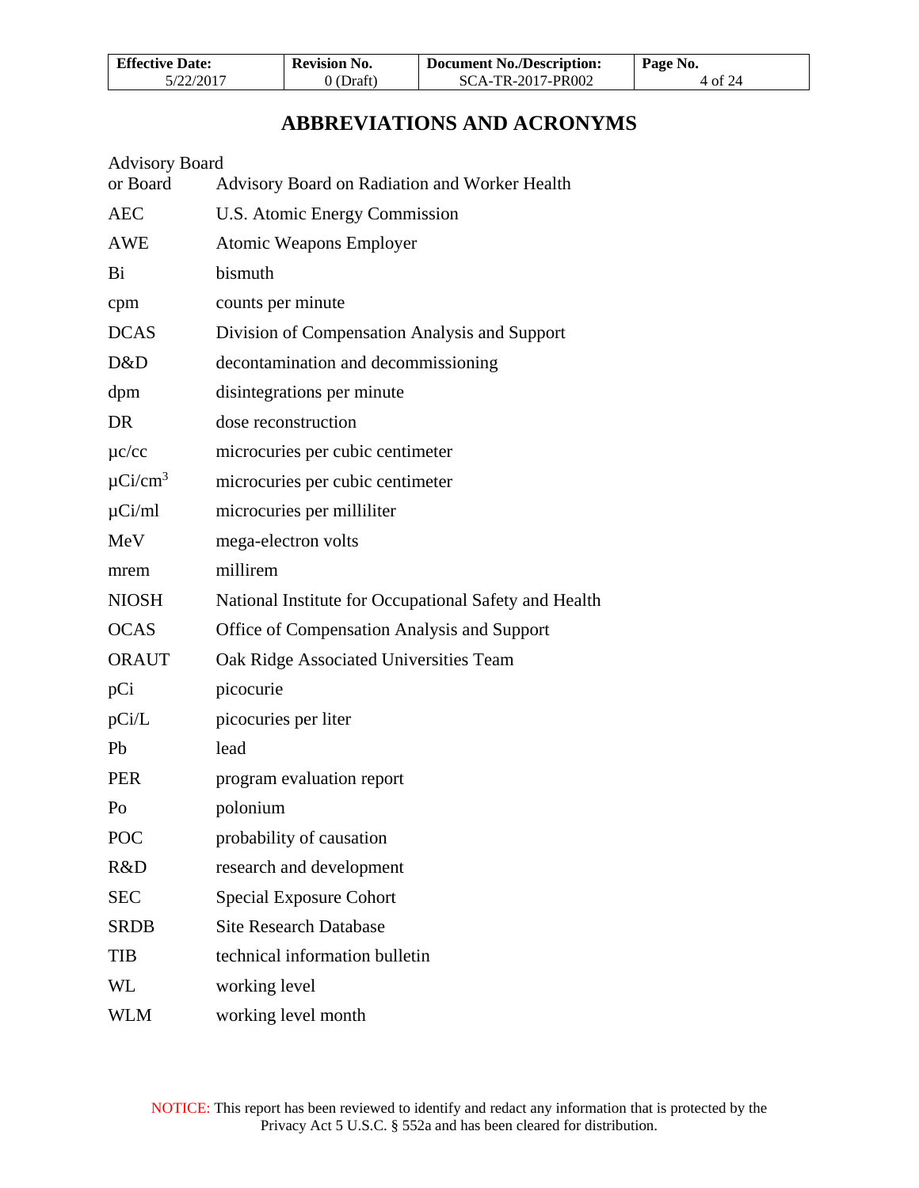# ABBREVIATIONS AND ACRONYMS

| | |
|---|---|
| Advisory Board or Board | Advisory Board on Radiation and Worker Health |
| AEC | U.S. Atomic Energy Commission |
| AWE | Atomic Weapons Employer |
| Bi | bismuth |
| cpm | counts per minute |
| DCAS | Division of Compensation Analysis and Support |
| D&D | decontamination and decommissioning |
| dpm | disintegrations per minute |
| DR | dose reconstruction |
| µc/cc | microcuries per cubic centimeter |
| $\mu Ci/cm^3$ | microcuries per cubic centimeter |
| µCi/ml | microcuries per milliliter |
| MeV | mega-electron volts |
| mrem | millirem |
| NIOSH | National Institute for Occupational Safety and Health |
| OCAS | Office of Compensation Analysis and Support |
| ORAUT | Oak Ridge Associated Universities Team |
| pCi | picocurie |
| pCi/L | picocuries per liter |
| Pb | lead |
| PER | program evaluation report |
| Po | polonium |
| POC | probability of causation |
| R&D | research and development |
| SEC | Special Exposure Cohort |
| SRDB | Site Research Database |
| TIB | technical information bulletin |
| WL | working level |
| WLM | working level month |

NOTICE: This report has been reviewed to identify and redact any information that is protected by the Privacy Act 5 U.S.C. § 552a and has been cleared for distribution.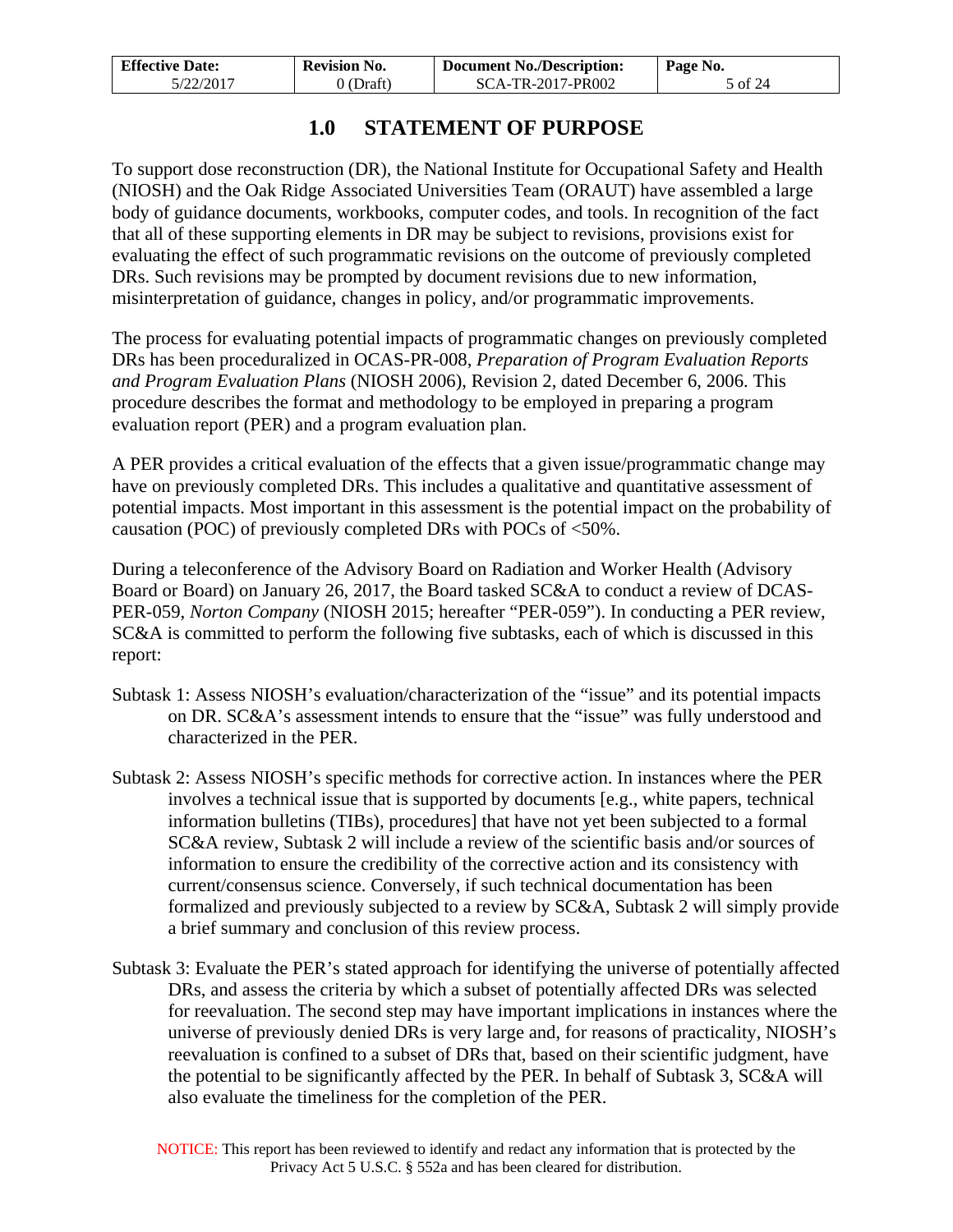# 1.0 STATEMENT OF PURPOSE

To support dose reconstruction (DR), the National Institute for Occupational Safety and Health (NIOSH) and the Oak Ridge Associated Universities Team (ORAUT) have assembled a large body of guidance documents, workbooks, computer codes, and tools. In recognition of the fact that all of these supporting elements in DR may be subject to revisions, provisions exist for evaluating the effect of such programmatic revisions on the outcome of previously completed DRs. Such revisions may be prompted by document revisions due to new information, misinterpretation of guidance, changes in policy, and/or programmatic improvements.

The process for evaluating potential impacts of programmatic changes on previously completed DRs has been proceduralized in OCAS-PR-008, *Preparation of Program Evaluation Reports and Program Evaluation Plans* (NIOSH 2006), Revision 2, dated December 6, 2006. This procedure describes the format and methodology to be employed in preparing a program evaluation report (PER) and a program evaluation plan.

A PER provides a critical evaluation of the effects that a given issue/programmatic change may have on previously completed DRs. This includes a qualitative and quantitative assessment of potential impacts. Most important in this assessment is the potential impact on the probability of causation (POC) of previously completed DRs with POCs of <50%.

During a teleconference of the Advisory Board on Radiation and Worker Health (Advisory Board or Board) on January 26, 2017, the Board tasked SC&A to conduct a review of DCAS-PER-059, *Norton Company* (NIOSH 2015; hereafter "PER-059"). In conducting a PER review, SC&A is committed to perform the following five subtasks, each of which is discussed in this report:

Subtask 1: Assess NIOSH's evaluation/characterization of the "issue" and its potential impacts on DR. SC&A's assessment intends to ensure that the "issue" was fully understood and characterized in the PER.

Subtask 2: Assess NIOSH's specific methods for corrective action. In instances where the PER involves a technical issue that is supported by documents [e.g., white papers, technical information bulletins (TIBs), procedures] that have not yet been subjected to a formal SC&A review, Subtask 2 will include a review of the scientific basis and/or sources of information to ensure the credibility of the corrective action and its consistency with current/consensus science. Conversely, if such technical documentation has been formalized and previously subjected to a review by SC&A, Subtask 2 will simply provide a brief summary and conclusion of this review process.

Subtask 3: Evaluate the PER's stated approach for identifying the universe of potentially affected DRs, and assess the criteria by which a subset of potentially affected DRs was selected for reevaluation. The second step may have important implications in instances where the universe of previously denied DRs is very large and, for reasons of practicality, NIOSH's reevaluation is confined to a subset of DRs that, based on their scientific judgment, have the potential to be significantly affected by the PER. In behalf of Subtask 3, SC&A will also evaluate the timeliness for the completion of the PER.

NOTICE: This report has been reviewed to identify and redact any information that is protected by the Privacy Act 5 U.S.C. § 552a and has been cleared for distribution.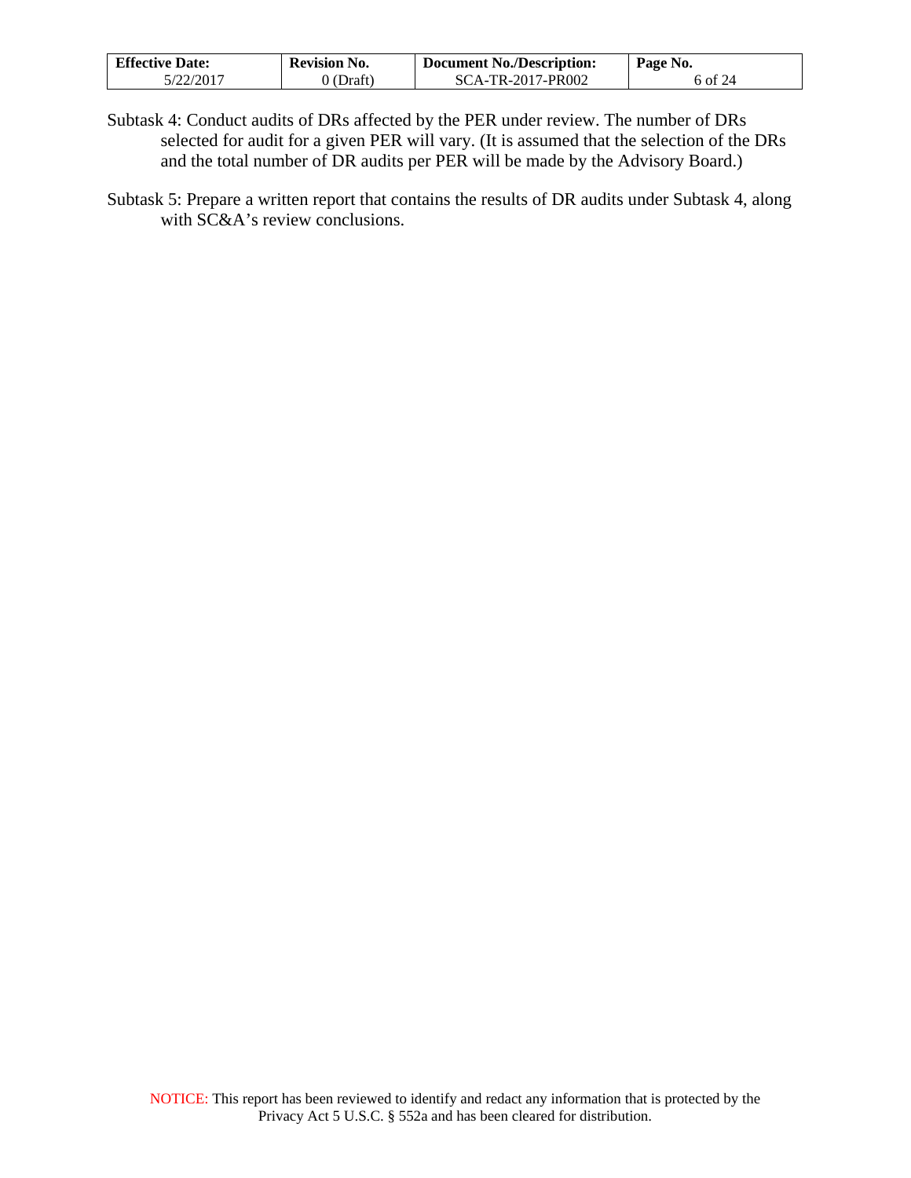Subtask 4: Conduct audits of DRs affected by the PER under review. The number of DRs selected for audit for a given PER will vary. (It is assumed that the selection of the DRs and the total number of DR audits per PER will be made by the Advisory Board.)

Subtask 5: Prepare a written report that contains the results of DR audits under Subtask 4, along with SC&A's review conclusions.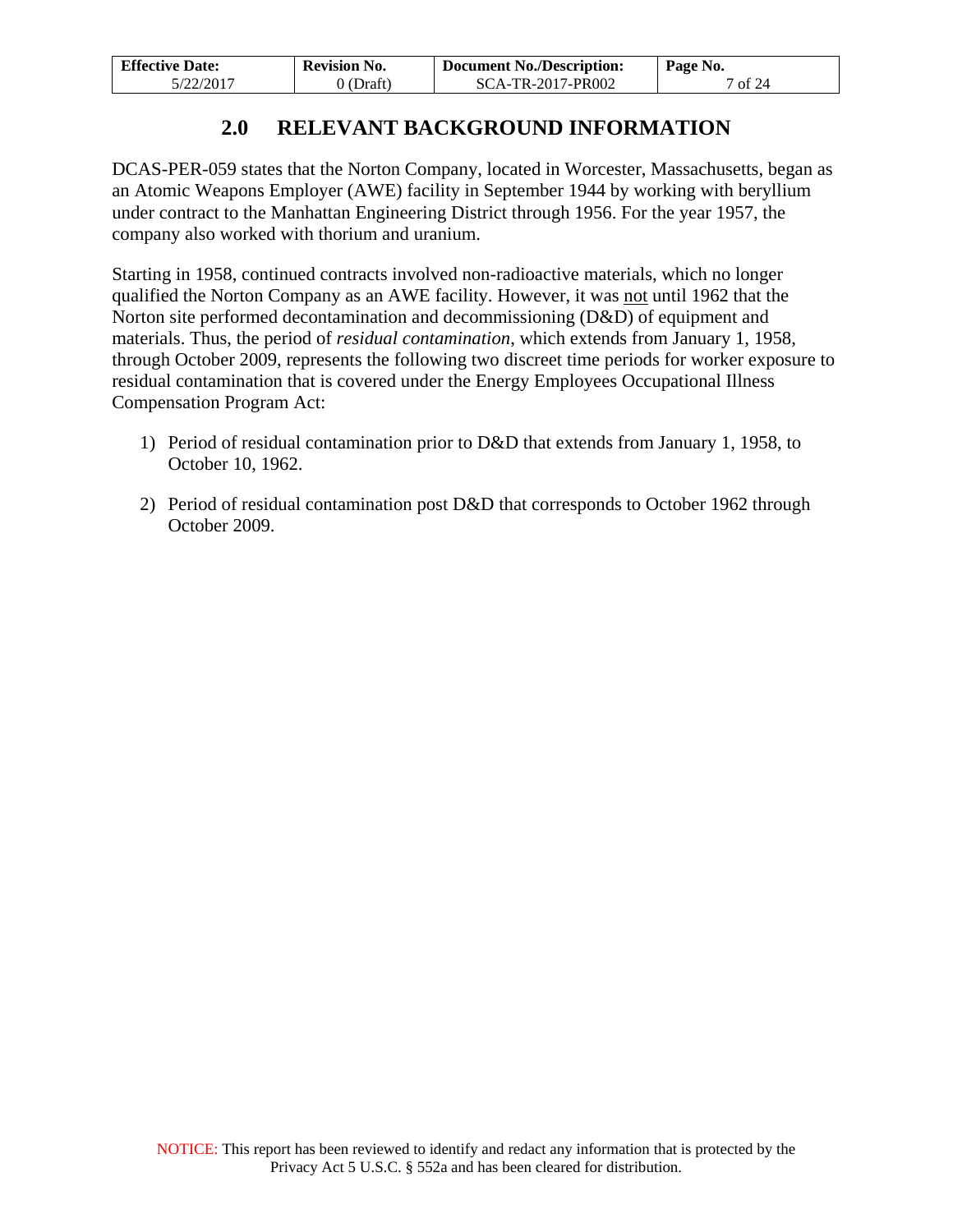## 2.0 RELEVANT BACKGROUND INFORMATION

DCAS-PER-059 states that the Norton Company, located in Worcester, Massachusetts, began as an Atomic Weapons Employer (AWE) facility in September 1944 by working with beryllium under contract to the Manhattan Engineering District through 1956. For the year 1957, the company also worked with thorium and uranium.

Starting in 1958, continued contracts involved non-radioactive materials, which no longer qualified the Norton Company as an AWE facility. However, it was <u>not</u> until 1962 that the Norton site performed decontamination and decommissioning (D&D) of equipment and materials. Thus, the period of *residual contamination*, which extends from January 1, 1958, through October 2009, represents the following two discreet time periods for worker exposure to residual contamination that is covered under the Energy Employees Occupational Illness Compensation Program Act:

1) Period of residual contamination prior to D&D that extends from January 1, 1958, to October 10, 1962.

2) Period of residual contamination post D&D that corresponds to October 1962 through October 2009.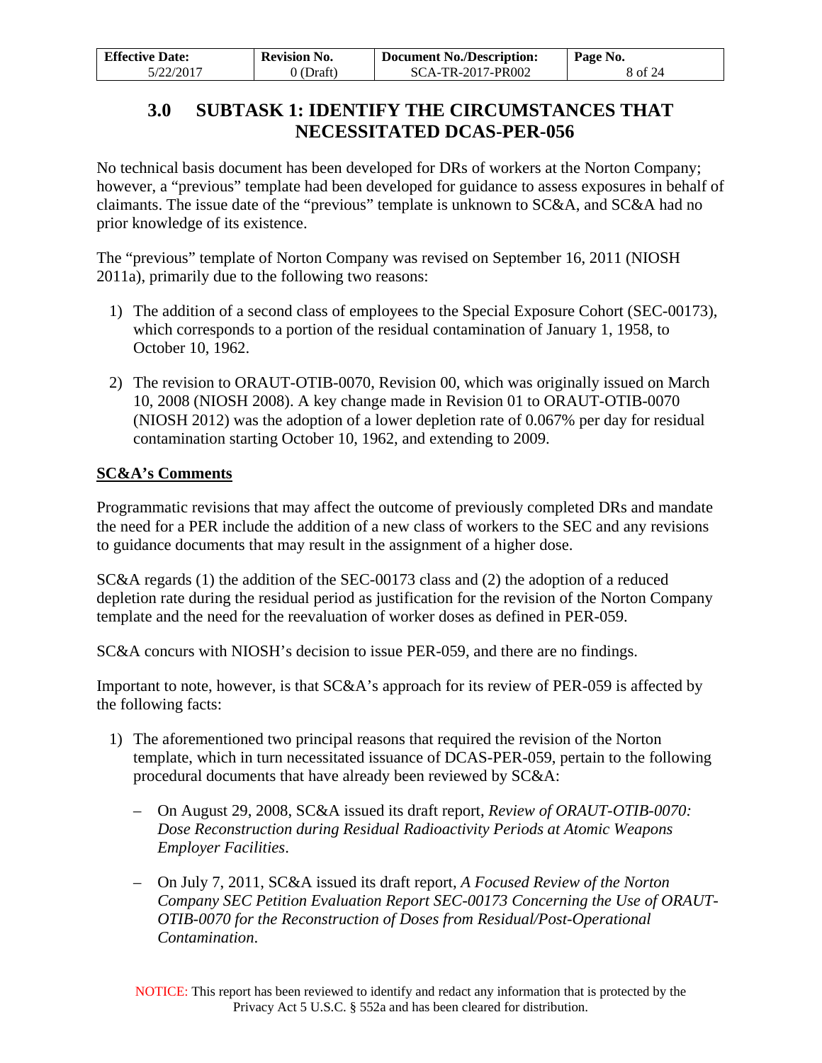# 3.0 SUBTASK 1: IDENTIFY THE CIRCUMSTANCES THAT NECESSITATED DCAS-PER-056

No technical basis document has been developed for DRs of workers at the Norton Company; however, a "previous" template had been developed for guidance to assess exposures in behalf of claimants. The issue date of the "previous" template is unknown to SC&A, and SC&A had no prior knowledge of its existence.

The "previous" template of Norton Company was revised on September 16, 2011 (NIOSH 2011a), primarily due to the following two reasons:

1) The addition of a second class of employees to the Special Exposure Cohort (SEC-00173), which corresponds to a portion of the residual contamination of January 1, 1958, to October 10, 1962.

2) The revision to ORAUT-OTIB-0070, Revision 00, which was originally issued on March 10, 2008 (NIOSH 2008). A key change made in Revision 01 to ORAUT-OTIB-0070 (NIOSH 2012) was the adoption of a lower depletion rate of 0.067% per day for residual contamination starting October 10, 1962, and extending to 2009.

**SC&A's Comments**

Programmatic revisions that may affect the outcome of previously completed DRs and mandate the need for a PER include the addition of a new class of workers to the SEC and any revisions to guidance documents that may result in the assignment of a higher dose.

SC&A regards (1) the addition of the SEC-00173 class and (2) the adoption of a reduced depletion rate during the residual period as justification for the revision of the Norton Company template and the need for the reevaluation of worker doses as defined in PER-059.

SC&A concurs with NIOSH's decision to issue PER-059, and there are no findings.

Important to note, however, is that SC&A's approach for its review of PER-059 is affected by the following facts:

1) The aforementioned two principal reasons that required the revision of the Norton template, which in turn necessitated issuance of DCAS-PER-059, pertain to the following procedural documents that have already been reviewed by SC&A:

   – On August 29, 2008, SC&A issued its draft report, *Review of ORAUT-OTIB-0070: Dose Reconstruction during Residual Radioactivity Periods at Atomic Weapons Employer Facilities*.

   – On July 7, 2011, SC&A issued its draft report, *A Focused Review of the Norton Company SEC Petition Evaluation Report SEC-00173 Concerning the Use of ORAUT-OTIB-0070 for the Reconstruction of Doses from Residual/Post-Operational Contamination*.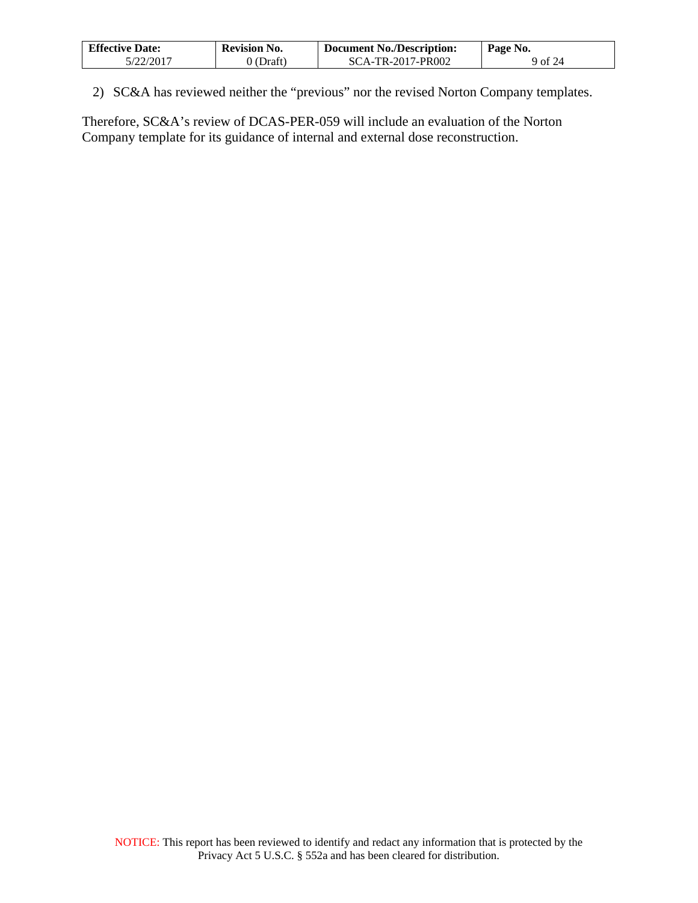2) SC&A has reviewed neither the "previous" nor the revised Norton Company templates.

Therefore, SC&A's review of DCAS-PER-059 will include an evaluation of the Norton Company template for its guidance of internal and external dose reconstruction.

NOTICE: This report has been reviewed to identify and redact any information that is protected by the Privacy Act 5 U.S.C. § 552a and has been cleared for distribution.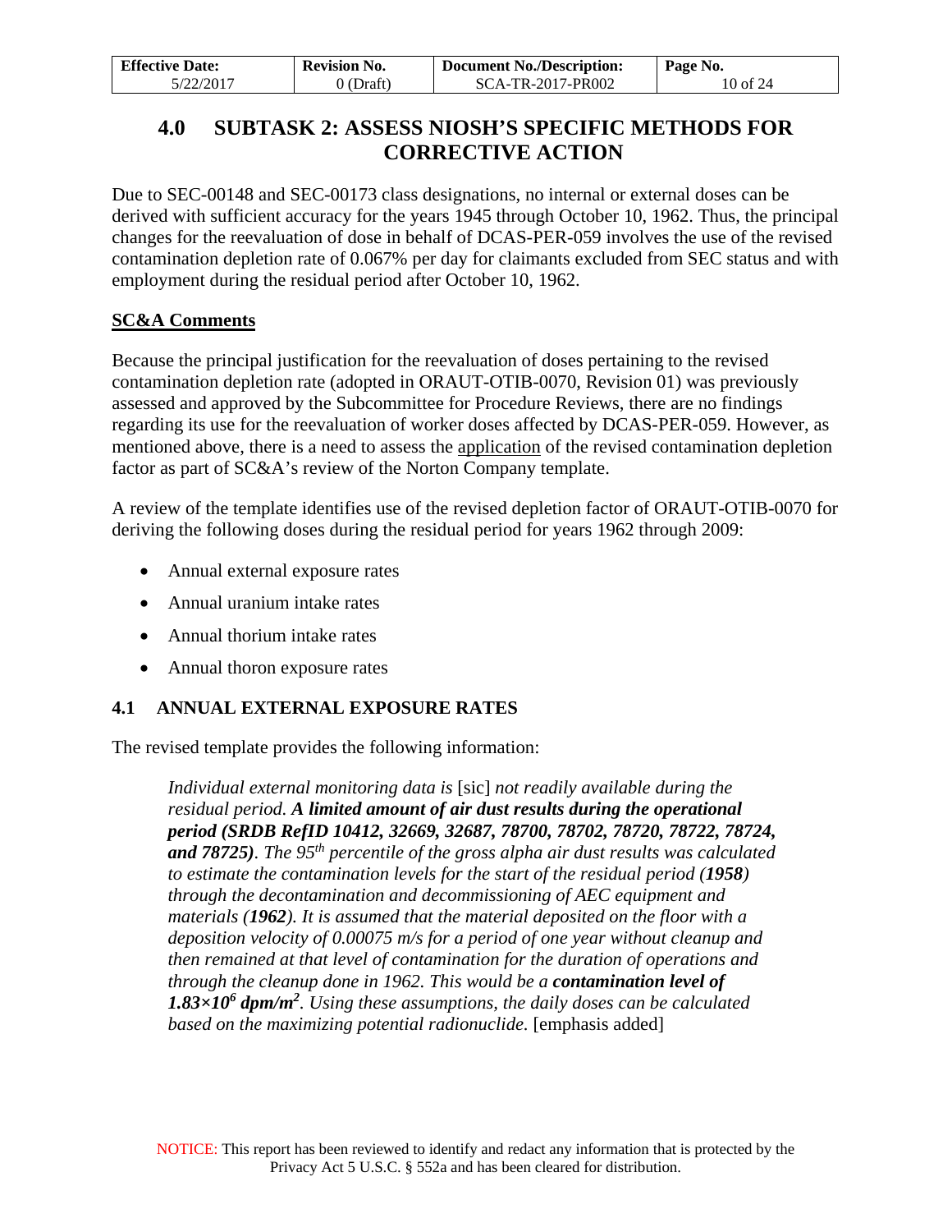# 4.0 SUBTASK 2: ASSESS NIOSH'S SPECIFIC METHODS FOR CORRECTIVE ACTION

Due to SEC-00148 and SEC-00173 class designations, no internal or external doses can be derived with sufficient accuracy for the years 1945 through October 10, 1962. Thus, the principal changes for the reevaluation of dose in behalf of DCAS-PER-059 involves the use of the revised contamination depletion rate of 0.067% per day for claimants excluded from SEC status and with employment during the residual period after October 10, 1962.

## SC&A Comments

Because the principal justification for the reevaluation of doses pertaining to the revised contamination depletion rate (adopted in ORAUT-OTIB-0070, Revision 01) was previously assessed and approved by the Subcommittee for Procedure Reviews, there are no findings regarding its use for the reevaluation of worker doses affected by DCAS-PER-059. However, as mentioned above, there is a need to assess the application of the revised contamination depletion factor as part of SC&A's review of the Norton Company template.

A review of the template identifies use of the revised depletion factor of ORAUT-OTIB-0070 for deriving the following doses during the residual period for years 1962 through 2009:

- Annual external exposure rates
- Annual uranium intake rates
- Annual thorium intake rates
- Annual thoron exposure rates

## 4.1 ANNUAL EXTERNAL EXPOSURE RATES

The revised template provides the following information:

> *Individual external monitoring data is* [sic] *not readily available during the residual period.* ***A limited amount of air dust results during the operational period (SRDB RefID 10412, 32669, 32687, 78700, 78702, 78720, 78722, 78724, and 78725)****. The 95$^{th}$ percentile of the gross alpha air dust results was calculated to estimate the contamination levels for the start of the residual period (****1958****) through the decontamination and decommissioning of AEC equipment and materials (****1962****). It is assumed that the material deposited on the floor with a deposition velocity of 0.00075 m/s for a period of one year without cleanup and then remained at that level of contamination for the duration of operations and through the cleanup done in 1962. This would be a* ***contamination level of*** $\boldsymbol{1.83{\times}10^6}$ ***dpm/m***$^{\boldsymbol{2}}$*. Using these assumptions, the daily doses can be calculated based on the maximizing potential radionuclide.* [emphasis added]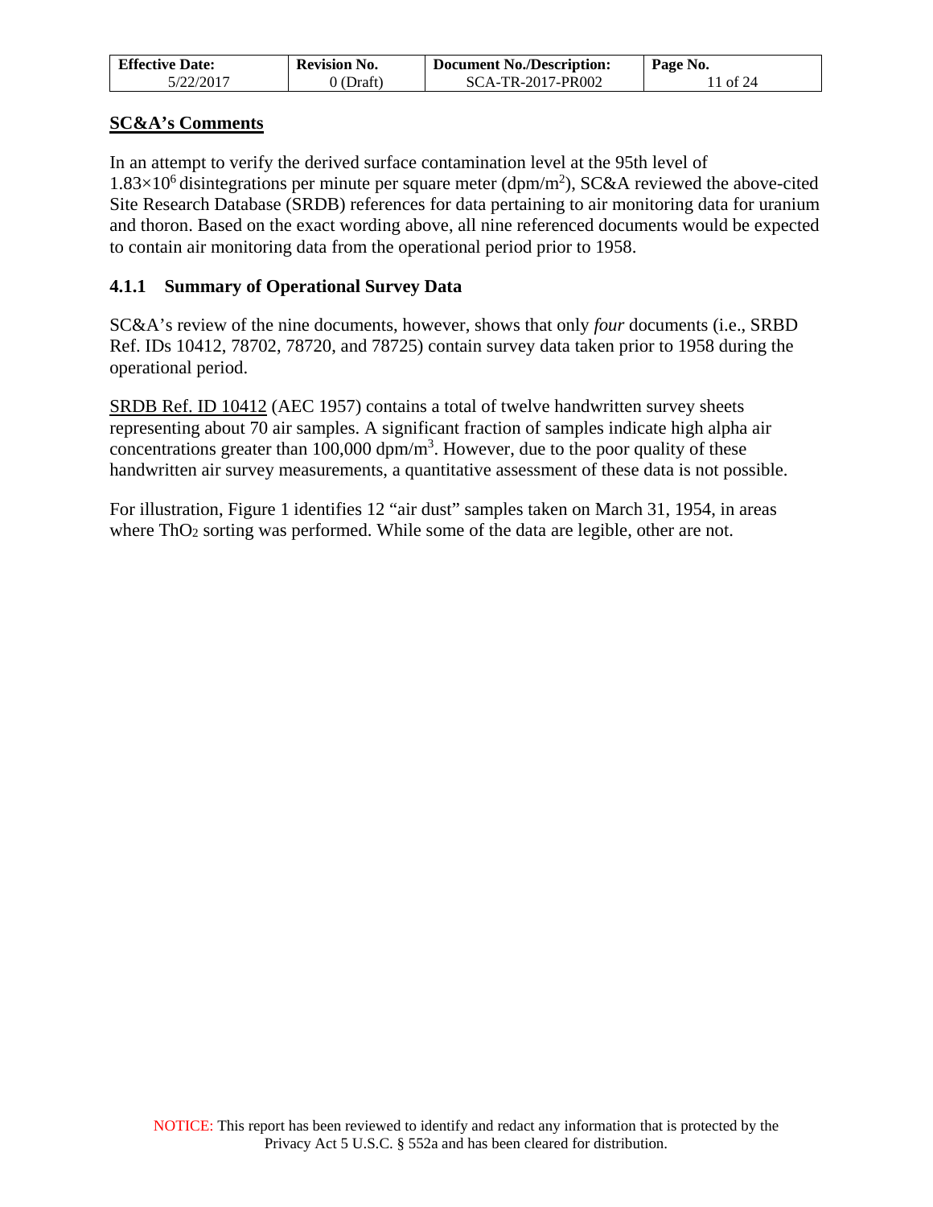## SC&A's Comments

In an attempt to verify the derived surface contamination level at the 95th level of $1.83 \times 10^6$ disintegrations per minute per square meter (dpm/$m^2$), SC&A reviewed the above-cited Site Research Database (SRDB) references for data pertaining to air monitoring data for uranium and thoron. Based on the exact wording above, all nine referenced documents would be expected to contain air monitoring data from the operational period prior to 1958.

### 4.1.1 Summary of Operational Survey Data

SC&A's review of the nine documents, however, shows that only *four* documents (i.e., SRBD Ref. IDs 10412, 78702, 78720, and 78725) contain survey data taken prior to 1958 during the operational period.

SRDB Ref. ID 10412 (AEC 1957) contains a total of twelve handwritten survey sheets representing about 70 air samples. A significant fraction of samples indicate high alpha air concentrations greater than 100,000 dpm/$m^3$. However, due to the poor quality of these handwritten air survey measurements, a quantitative assessment of these data is not possible.

For illustration, Figure 1 identifies 12 "air dust" samples taken on March 31, 1954, in areas where $ThO_2$ sorting was performed. While some of the data are legible, other are not.

NOTICE: This report has been reviewed to identify and redact any information that is protected by the Privacy Act 5 U.S.C. § 552a and has been cleared for distribution.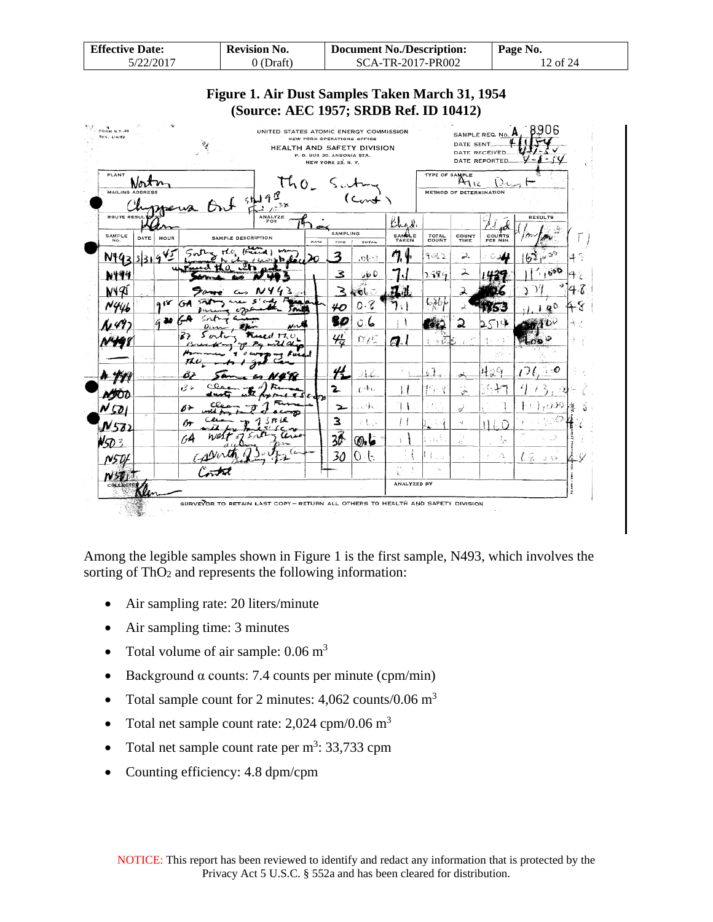**Figure 1. Air Dust Samples Taken March 31, 1954 (Source: AEC 1957; SRDB Ref. ID 10412)**

Among the legible samples shown in Figure 1 is the first sample, N493, which involves the sorting of $ThO_2$ and represents the following information:

- Air sampling rate: 20 liters/minute
- Air sampling time: 3 minutes
- Total volume of air sample: 0.06 $m^3$
- Background α counts: 7.4 counts per minute (cpm/min)
- Total sample count for 2 minutes: 4,062 counts/0.06 $m^3$
- Total net sample count rate: 2,024 cpm/0.06 $m^3$
- Total net sample count rate per $m^3$: 33,733 cpm
- Counting efficiency: 4.8 dpm/cpm

NOTICE: This report has been reviewed to identify and redact any information that is protected by the Privacy Act 5 U.S.C. § 552a and has been cleared for distribution.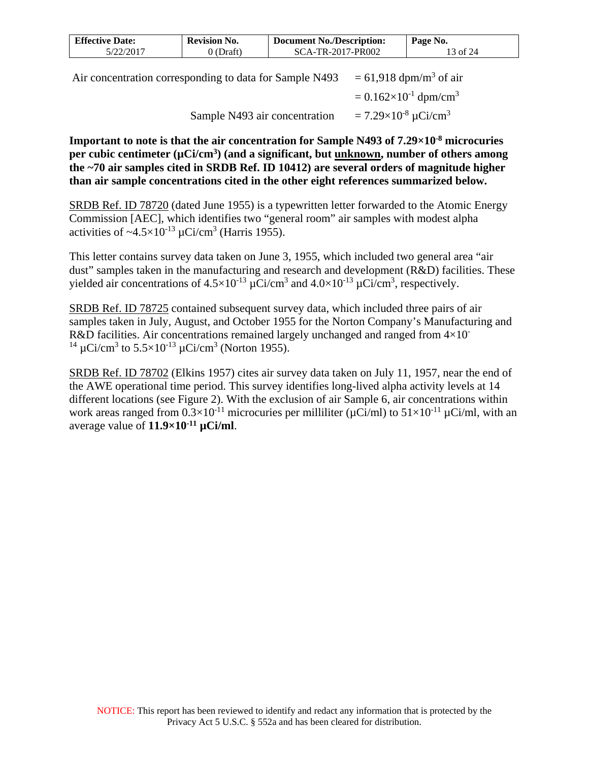Air concentration corresponding to data for Sample N493 $= 61{,}918$ dpm/m$^3$ of air

$= 0.162\times10^{-1}$ dpm/cm$^3$

Sample N493 air concentration $= 7.29\times10^{-8}$ µCi/cm$^3$

**Important to note is that the air concentration for Sample N493 of $7.29\times10^{-8}$ microcuries per cubic centimeter (µCi/cm$^3$) (and a significant, but unknown, number of others among the ~70 air samples cited in SRDB Ref. ID 10412) are several orders of magnitude higher than air sample concentrations cited in the other eight references summarized below.**

SRDB Ref. ID 78720 (dated June 1955) is a typewritten letter forwarded to the Atomic Energy Commission [AEC], which identifies two "general room" air samples with modest alpha activities of ~$4.5\times10^{-13}$ µCi/cm$^3$ (Harris 1955).

This letter contains survey data taken on June 3, 1955, which included two general area "air dust" samples taken in the manufacturing and research and development (R&D) facilities. These yielded air concentrations of $4.5\times10^{-13}$ µCi/cm$^3$ and $4.0\times10^{-13}$ µCi/cm$^3$, respectively.

SRDB Ref. ID 78725 contained subsequent survey data, which included three pairs of air samples taken in July, August, and October 1955 for the Norton Company's Manufacturing and R&D facilities. Air concentrations remained largely unchanged and ranged from $4\times10^{-14}$ µCi/cm$^3$ to $5.5\times10^{-13}$ µCi/cm$^3$ (Norton 1955).

SRDB Ref. ID 78702 (Elkins 1957) cites air survey data taken on July 11, 1957, near the end of the AWE operational time period. This survey identifies long-lived alpha activity levels at 14 different locations (see Figure 2). With the exclusion of air Sample 6, air concentrations within work areas ranged from $0.3\times10^{-11}$ microcuries per milliliter (µCi/ml) to $51\times10^{-11}$ µCi/ml, with an average value of **$11.9\times10^{-11}$ µCi/ml**.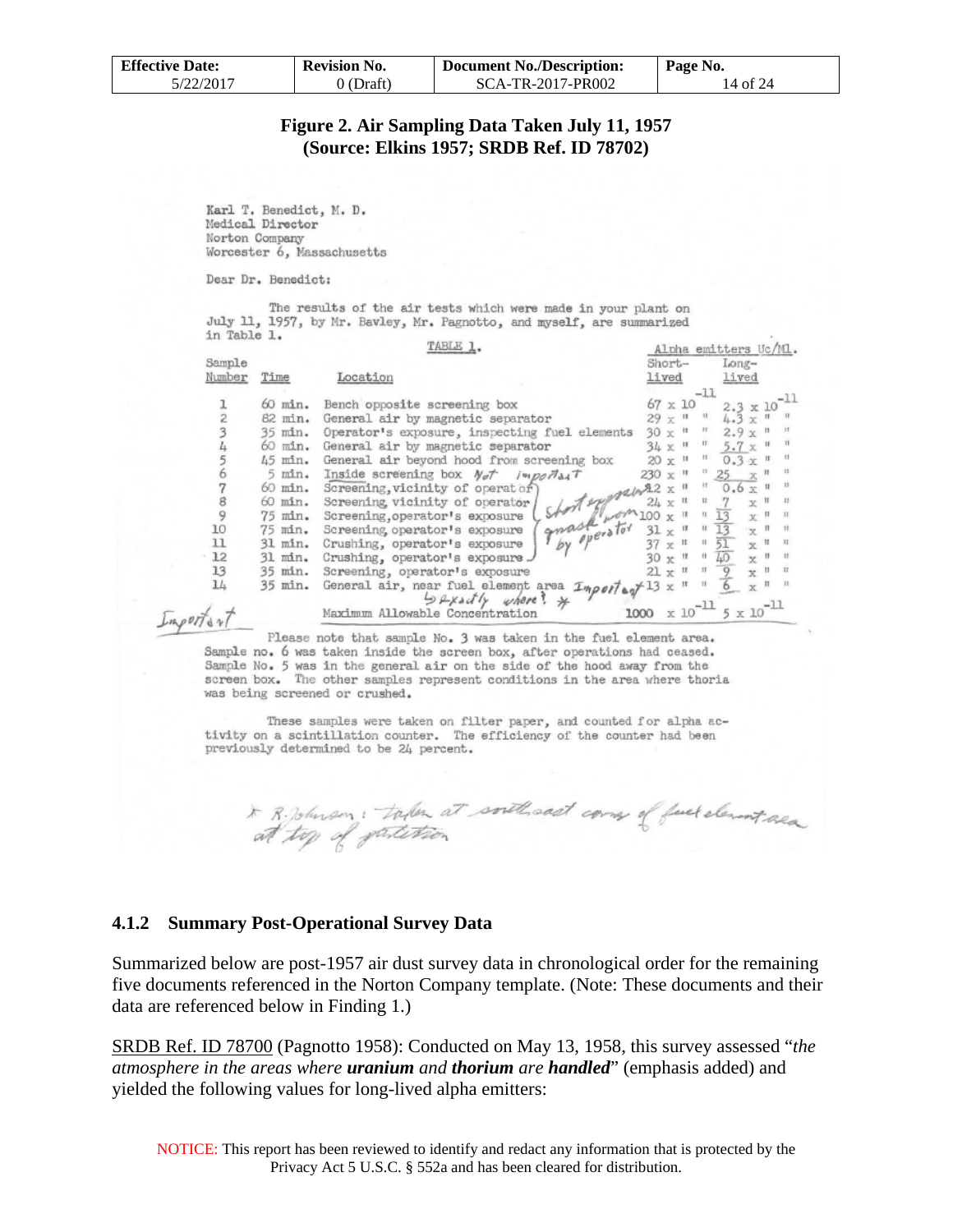**Figure 2. Air Sampling Data Taken July 11, 1957 (Source: Elkins 1957; SRDB Ref. ID 78702)**

Karl T. Benedict, M. D.
Medical Director
Norton Company
Worcester 6, Massachusetts

Dear Dr. Benedict:

The results of the air tests which were made in your plant on July 11, 1957, by Mr. Bavley, Mr. Pagnotto, and myself, are summarized in Table 1.

TABLE 1.

| Sample Number | Time | Location | Alpha emitters Uc/Ml. Short-lived | Long-lived |
|---|---|---|---|---|
| 1 | 60 min. | Bench opposite screening box | $67 \times 10^{-11}$ | $2.3 \times 10^{-11}$ |
| 2 | 82 min. | General air by magnetic separator | 29 x " " | 4.3 x " " |
| 3 | 35 min. | Operator's exposure, inspecting fuel elements | 30 x " " | 2.9 x " " |
| 4 | 60 min. | General air by magnetic separator | 34 x " " | 5.7 x " " |
| 5 | 45 min. | General air beyond hood from screening box | 20 x " " | 0.3 x " " |
| 6 | 5 min. | Inside screening box *Not important* | 230 x " " | 25 x " " |
| 7 | 60 min. | Screening, vicinity of operator | 12 x " " | 0.6 x " " |
| 8 | 60 min. | Screening, vicinity of operator | 24 x " " | 7 x " " |
| 9 | 75 min. | Screening, operator's exposure | 100 x " " | 13 x " " |
| 10 | 75 min. | Screening, operator's exposure | 31 x " " | 13 x " " |
| 11 | 31 min. | Crushing, operator's exposure | 37 x " " | 51 x " " |
| 12 | 31 min. | Crushing, operator's exposure | 30 x " " | 40 x " " |
| 13 | 35 min. | Screening, operator's exposure | 21 x " " | 9 x " " |
| 14 | 35 min. | General air, near fuel element area *Important* *→ exactly where?* * | 13 x " " | 6 x " " |
| | | Maximum Allowable Concentration | $1000 \times 10^{-11}$ | $5 \times 10^{-11}$ |

*(Handwritten annotations: "Short exposure worn mask by operator" next to samples 7–12; "Important" in left margin)*

Please note that sample No. 3 was taken in the fuel element area. Sample no. 6 was taken inside the screen box, after operations had ceased. Sample No. 5 was in the general air on the side of the hood away from the screen box. The other samples represent conditions in the area where thoria was being screened or crushed.

These samples were taken on filter paper, and counted for alpha activity on a scintillation counter. The efficiency of the counter had been previously determined to be 24 percent.

*\* R. Johnson: taken at southeast corner of fuel element area at top of partition*

### 4.1.2 Summary Post-Operational Survey Data

Summarized below are post-1957 air dust survey data in chronological order for the remaining five documents referenced in the Norton Company template. (Note: These documents and their data are referenced below in Finding 1.)

SRDB Ref. ID 78700 (Pagnotto 1958): Conducted on May 13, 1958, this survey assessed "*the atmosphere in the areas where **uranium** and **thorium** are **handled***" (emphasis added) and yielded the following values for long-lived alpha emitters: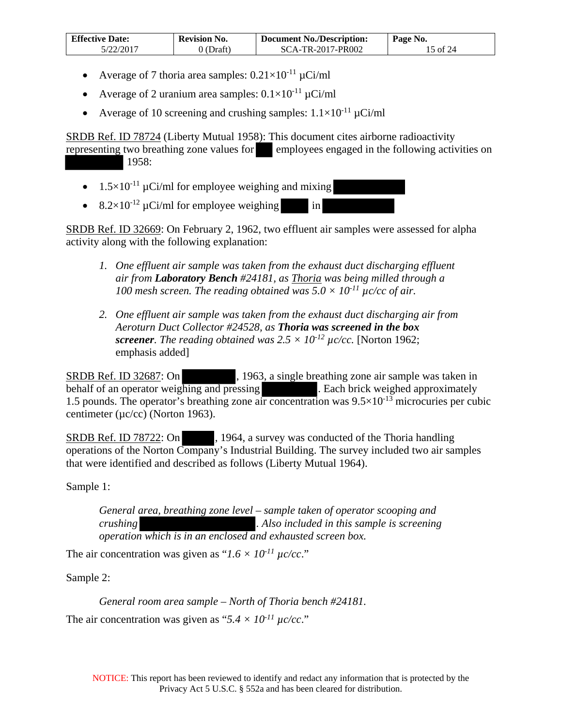- Average of 7 thoria area samples: $0.21 \times 10^{-11}$ μCi/ml
- Average of 2 uranium area samples: $0.1 \times 10^{-11}$ μCi/ml
- Average of 10 screening and crushing samples: $1.1 \times 10^{-11}$ μCi/ml

SRDB Ref. ID 78724 (Liberty Mutual 1958): This document cites airborne radioactivity representing two breathing zone values for ██ employees engaged in the following activities on ████████ 1958:

- $1.5 \times 10^{-11}$ μCi/ml for employee weighing and mixing ████████
- $8.2 \times 10^{-12}$ μCi/ml for employee weighing ████ in ████████

SRDB Ref. ID 32669: On February 2, 1962, two effluent air samples were assessed for alpha activity along with the following explanation:

> 1. *One effluent air sample was taken from the exhaust duct discharging effluent air from **Laboratory Bench** #24181, as Thoria was being milled through a 100 mesh screen. The reading obtained was $5.0 \times 10^{-11}$ μc/cc of air.*
>
> 2. *One effluent air sample was taken from the exhaust duct discharging air from Aeroturn Duct Collector #24528, as **Thoria was screened in the box screener**. The reading obtained was $2.5 \times 10^{-12}$ μc/cc.* [Norton 1962; emphasis added]

SRDB Ref. ID 32687: On ████████, 1963, a single breathing zone air sample was taken in behalf of an operator weighing and pressing ████████. Each brick weighed approximately 1.5 pounds. The operator's breathing zone air concentration was $9.5 \times 10^{-13}$ microcuries per cubic centimeter (μc/cc) (Norton 1963).

SRDB Ref. ID 78722: On █████, 1964, a survey was conducted of the Thoria handling operations of the Norton Company's Industrial Building. The survey included two air samples that were identified and described as follows (Liberty Mutual 1964).

Sample 1:

> *General area, breathing zone level – sample taken of operator scooping and crushing ████████████. Also included in this sample is screening operation which is in an enclosed and exhausted screen box.*

The air concentration was given as "*$1.6 \times 10^{-11}$ μc/cc*."

Sample 2:

> *General room area sample – North of Thoria bench #24181.*

The air concentration was given as "*$5.4 \times 10^{-11}$ μc/cc*."

NOTICE: This report has been reviewed to identify and redact any information that is protected by the Privacy Act 5 U.S.C. § 552a and has been cleared for distribution.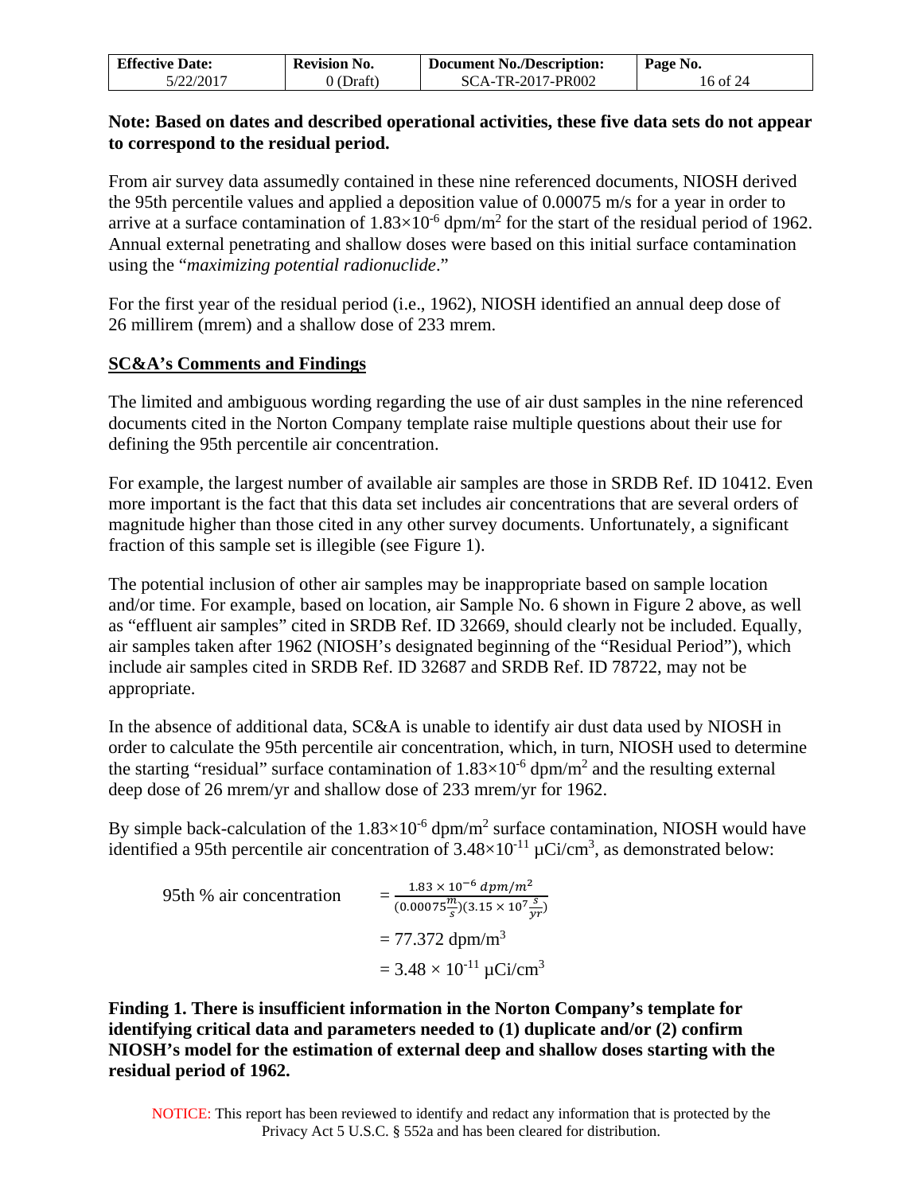**Note: Based on dates and described operational activities, these five data sets do not appear to correspond to the residual period.**

From air survey data assumedly contained in these nine referenced documents, NIOSH derived the 95th percentile values and applied a deposition value of 0.00075 m/s for a year in order to arrive at a surface contamination of $1.83\times10^{-6}$ dpm/m$^2$ for the start of the residual period of 1962. Annual external penetrating and shallow doses were based on this initial surface contamination using the "*maximizing potential radionuclide*."

For the first year of the residual period (i.e., 1962), NIOSH identified an annual deep dose of 26 millirem (mrem) and a shallow dose of 233 mrem.

## SC&A's Comments and Findings

The limited and ambiguous wording regarding the use of air dust samples in the nine referenced documents cited in the Norton Company template raise multiple questions about their use for defining the 95th percentile air concentration.

For example, the largest number of available air samples are those in SRDB Ref. ID 10412. Even more important is the fact that this data set includes air concentrations that are several orders of magnitude higher than those cited in any other survey documents. Unfortunately, a significant fraction of this sample set is illegible (see Figure 1).

The potential inclusion of other air samples may be inappropriate based on sample location and/or time. For example, based on location, air Sample No. 6 shown in Figure 2 above, as well as "effluent air samples" cited in SRDB Ref. ID 32669, should clearly not be included. Equally, air samples taken after 1962 (NIOSH's designated beginning of the "Residual Period"), which include air samples cited in SRDB Ref. ID 32687 and SRDB Ref. ID 78722, may not be appropriate.

In the absence of additional data, SC&A is unable to identify air dust data used by NIOSH in order to calculate the 95th percentile air concentration, which, in turn, NIOSH used to determine the starting "residual" surface contamination of $1.83\times10^{-6}$ dpm/m$^2$ and the resulting external deep dose of 26 mrem/yr and shallow dose of 233 mrem/yr for 1962.

By simple back-calculation of the $1.83\times10^{-6}$ dpm/m$^2$ surface contamination, NIOSH would have identified a 95th percentile air concentration of $3.48\times10^{-11}$ µCi/cm$^3$, as demonstrated below:

$$\text{95th \% air concentration} = \frac{1.83\times10^{-6}\ dpm/m^2}{(0.00075\frac{m}{s})(3.15\times10^{7}\frac{s}{yr})}$$

$$= 77.372\ \text{dpm/m}^3$$

$$= 3.48\times10^{-11}\ \mu\text{Ci/cm}^3$$

**Finding 1. There is insufficient information in the Norton Company's template for identifying critical data and parameters needed to (1) duplicate and/or (2) confirm NIOSH's model for the estimation of external deep and shallow doses starting with the residual period of 1962.**

NOTICE: This report has been reviewed to identify and redact any information that is protected by the Privacy Act 5 U.S.C. § 552a and has been cleared for distribution.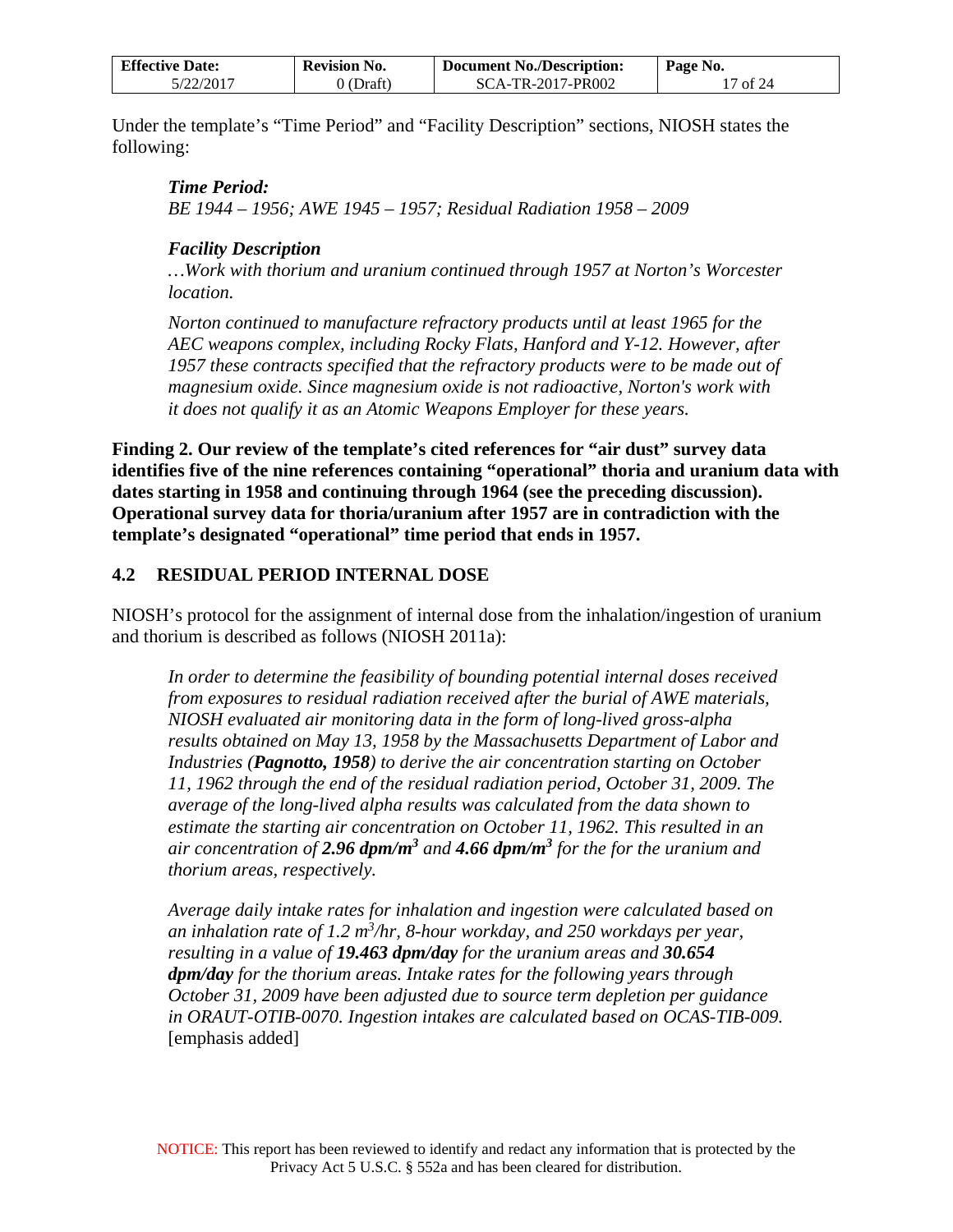Under the template's "Time Period" and "Facility Description" sections, NIOSH states the following:

> ***Time Period:***
> *BE 1944 – 1956; AWE 1945 – 1957; Residual Radiation 1958 – 2009*
>
> ***Facility Description***
> *…Work with thorium and uranium continued through 1957 at Norton's Worcester location.*
>
> *Norton continued to manufacture refractory products until at least 1965 for the AEC weapons complex, including Rocky Flats, Hanford and Y-12. However, after 1957 these contracts specified that the refractory products were to be made out of magnesium oxide. Since magnesium oxide is not radioactive, Norton's work with it does not qualify it as an Atomic Weapons Employer for these years.*

**Finding 2. Our review of the template's cited references for "air dust" survey data identifies five of the nine references containing "operational" thoria and uranium data with dates starting in 1958 and continuing through 1964 (see the preceding discussion). Operational survey data for thoria/uranium after 1957 are in contradiction with the template's designated "operational" time period that ends in 1957.**

## 4.2 RESIDUAL PERIOD INTERNAL DOSE

NIOSH's protocol for the assignment of internal dose from the inhalation/ingestion of uranium and thorium is described as follows (NIOSH 2011a):

> *In order to determine the feasibility of bounding potential internal doses received from exposures to residual radiation received after the burial of AWE materials, NIOSH evaluated air monitoring data in the form of long-lived gross-alpha results obtained on May 13, 1958 by the Massachusetts Department of Labor and Industries (**Pagnotto, 1958**) to derive the air concentration starting on October 11, 1962 through the end of the residual radiation period, October 31, 2009. The average of the long-lived alpha results was calculated from the data shown to estimate the starting air concentration on October 11, 1962. This resulted in an air concentration of **2.96 dpm/m$^3$** and **4.66 dpm/m$^3$** for the for the uranium and thorium areas, respectively.*
>
> *Average daily intake rates for inhalation and ingestion were calculated based on an inhalation rate of 1.2 m$^3$/hr, 8-hour workday, and 250 workdays per year, resulting in a value of **19.463 dpm/day** for the uranium areas and **30.654 dpm/day** for the thorium areas. Intake rates for the following years through October 31, 2009 have been adjusted due to source term depletion per guidance in ORAUT-OTIB-0070. Ingestion intakes are calculated based on OCAS-TIB-009.* [emphasis added]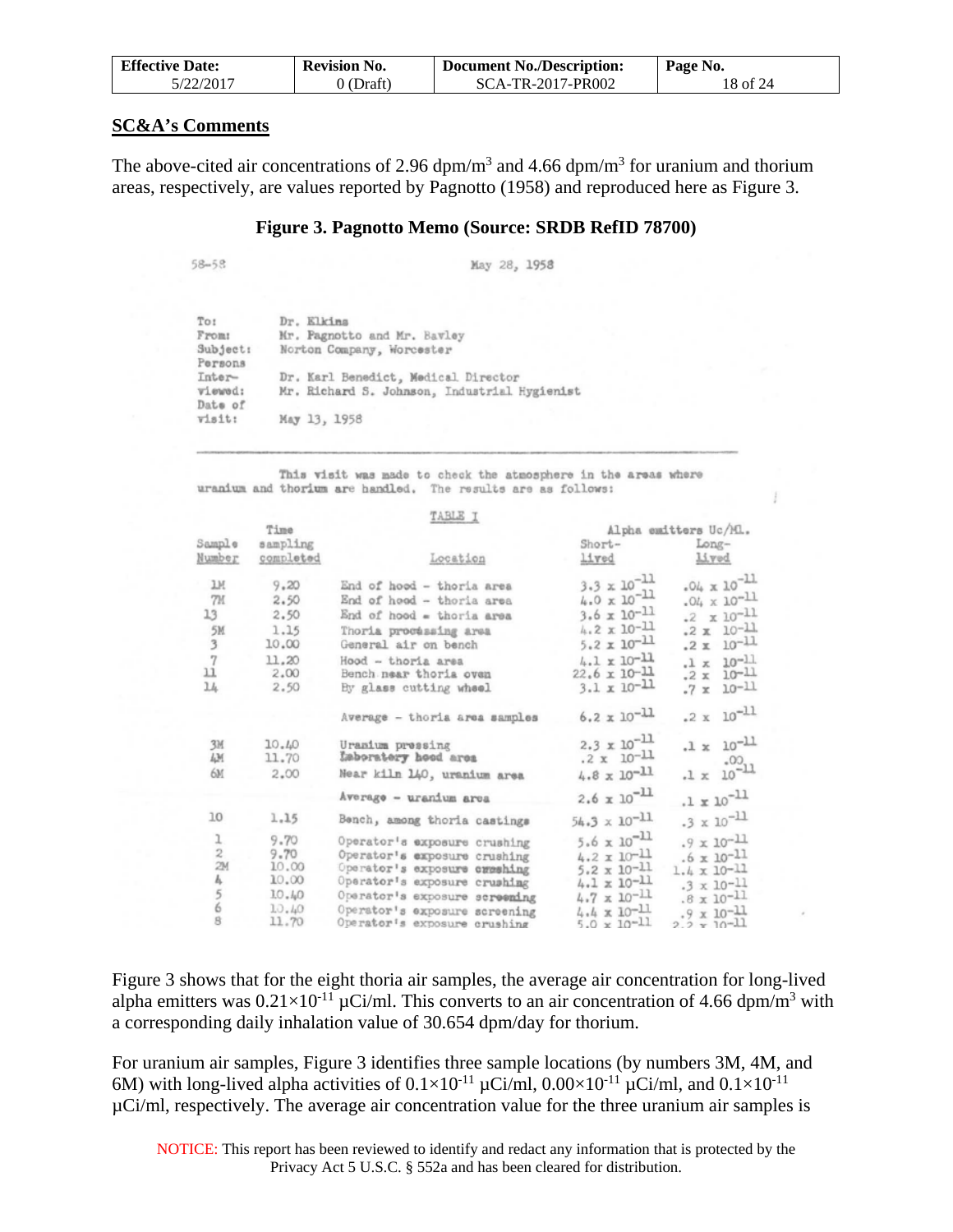## SC&A's Comments

The above-cited air concentrations of 2.96 dpm/m$^3$ and 4.66 dpm/m$^3$ for uranium and thorium areas, respectively, are values reported by Pagnotto (1958) and reproduced here as Figure 3.

**Figure 3. Pagnotto Memo (Source: SRDB RefID 78700)**

58-58

May 28, 1958

To: Dr. Elkins
From: Mr. Pagnotto and Mr. Bavley
Subject: Norton Company, Worcester
Persons Interviewed: Dr. Karl Benedict, Medical Director
Mr. Richard S. Johnson, Industrial Hygienist
Date of visit: May 13, 1958

This visit was made to check the atmosphere in the areas where uranium and thorium are handled. The results are as follows:

TABLE I

| Sample Number | Time sampling completed | Location | Alpha emitters Uc/Ml. Short-Lived | Alpha emitters Uc/Ml. Long-Lived |
|---|---|---|---|---|
| 1M | 9.20 | End of hood - thoria area | $3.3 \times 10^{-11}$ | $.04 \times 10^{-11}$ |
| 7M | 2.50 | End of hood - thoria area | $4.0 \times 10^{-11}$ | $.04 \times 10^{-11}$ |
| 13 | 2.50 | End of hood - thoria area | $3.6 \times 10^{-11}$ | $.2 \times 10^{-11}$ |
| 5M | 1.15 | Thoria processing area | $4.2 \times 10^{-11}$ | $.2 \times 10^{-11}$ |
| 3 | 10.00 | General air on bench | $5.2 \times 10^{-11}$ | $.2 \times 10^{-11}$ |
| 7 | 11.20 | Hood - thoria area | $4.1 \times 10^{-11}$ | $.1 \times 10^{-11}$ |
| 11 | 2.00 | Bench near thoria oven | $22.6 \times 10^{-11}$ | $.2 \times 10^{-11}$ |
| 14 | 2.50 | By glass cutting wheel | $3.1 \times 10^{-11}$ | $.7 \times 10^{-11}$ |
| | | Average - thoria area samples | $6.2 \times 10^{-11}$ | $.2 \times 10^{-11}$ |
| 3M | 10.40 | Uranium pressing | $2.3 \times 10^{-11}$ | $.1 \times 10^{-11}$ |
| 4M | 11.70 | Laboratory hood area | $.2 \times 10^{-11}$ | $.00$ |
| 6M | 2.00 | Near kiln 140, uranium area | $4.8 \times 10^{-11}$ | $.1 \times 10^{-11}$ |
| | | Average - uranium area | $2.6 \times 10^{-11}$ | $.1 \times 10^{-11}$ |
| 10 | 1.15 | Bench, among thoria castings | $54.3 \times 10^{-11}$ | $.3 \times 10^{-11}$ |
| 1 | 9.70 | Operator's exposure crushing | $5.6 \times 10^{-11}$ | $.9 \times 10^{-11}$ |
| 2 | 9.70 | Operator's exposure crushing | $4.2 \times 10^{-11}$ | $.6 \times 10^{-11}$ |
| 2M | 10.00 | Operator's exposure crushing | $5.2 \times 10^{-11}$ | $1.4 \times 10^{-11}$ |
| 4 | 10.00 | Operator's exposure crushing | $4.1 \times 10^{-11}$ | $.3 \times 10^{-11}$ |
| 5 | 10.40 | Operator's exposure screening | $4.7 \times 10^{-11}$ | $.8 \times 10^{-11}$ |
| 6 | 10.40 | Operator's exposure screening | $4.4 \times 10^{-11}$ | $.9 \times 10^{-11}$ |
| 8 | 11.70 | Operator's exposure crushing | $5.0 \times 10^{-11}$ | $2.2 \times 10^{-11}$ |

Figure 3 shows that for the eight thoria air samples, the average air concentration for long-lived alpha emitters was $0.21\times10^{-11}$ µCi/ml. This converts to an air concentration of 4.66 dpm/m$^3$ with a corresponding daily inhalation value of 30.654 dpm/day for thorium.

For uranium air samples, Figure 3 identifies three sample locations (by numbers 3M, 4M, and 6M) with long-lived alpha activities of $0.1\times10^{-11}$ µCi/ml, $0.00\times10^{-11}$ µCi/ml, and $0.1\times10^{-11}$ µCi/ml, respectively. The average air concentration value for the three uranium air samples is

NOTICE: This report has been reviewed to identify and redact any information that is protected by the Privacy Act 5 U.S.C. § 552a and has been cleared for distribution.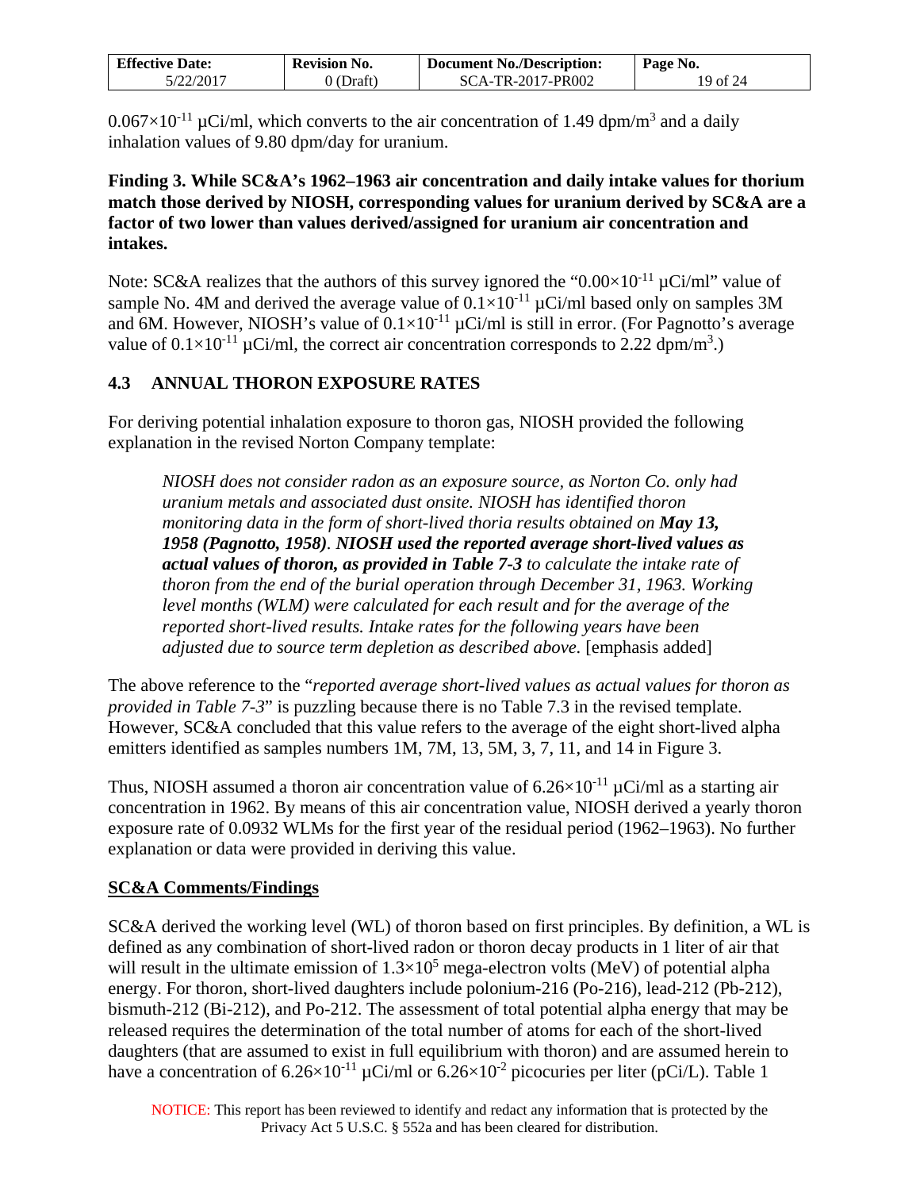$0.067 \times 10^{-11}$ µCi/ml, which converts to the air concentration of 1.49 dpm/m$^3$ and a daily inhalation values of 9.80 dpm/day for uranium.

**Finding 3. While SC&A's 1962–1963 air concentration and daily intake values for thorium match those derived by NIOSH, corresponding values for uranium derived by SC&A are a factor of two lower than values derived/assigned for uranium air concentration and intakes.**

Note: SC&A realizes that the authors of this survey ignored the "$0.00 \times 10^{-11}$ µCi/ml" value of sample No. 4M and derived the average value of $0.1 \times 10^{-11}$ µCi/ml based only on samples 3M and 6M. However, NIOSH's value of $0.1 \times 10^{-11}$ µCi/ml is still in error. (For Pagnotto's average value of $0.1 \times 10^{-11}$ µCi/ml, the correct air concentration corresponds to 2.22 dpm/m$^3$.)

## 4.3 ANNUAL THORON EXPOSURE RATES

For deriving potential inhalation exposure to thoron gas, NIOSH provided the following explanation in the revised Norton Company template:

> *NIOSH does not consider radon as an exposure source, as Norton Co. only had uranium metals and associated dust onsite. NIOSH has identified thoron monitoring data in the form of short-lived thoria results obtained on* ***May 13, 1958 (Pagnotto, 1958)****.* ***NIOSH used the reported average short-lived values as actual values of thoron, as provided in Table 7-3*** *to calculate the intake rate of thoron from the end of the burial operation through December 31, 1963. Working level months (WLM) were calculated for each result and for the average of the reported short-lived results. Intake rates for the following years have been adjusted due to source term depletion as described above.* [emphasis added]

The above reference to the "*reported average short-lived values as actual values for thoron as provided in Table 7-3*" is puzzling because there is no Table 7.3 in the revised template. However, SC&A concluded that this value refers to the average of the eight short-lived alpha emitters identified as samples numbers 1M, 7M, 13, 5M, 3, 7, 11, and 14 in Figure 3.

Thus, NIOSH assumed a thoron air concentration value of $6.26 \times 10^{-11}$ µCi/ml as a starting air concentration in 1962. By means of this air concentration value, NIOSH derived a yearly thoron exposure rate of 0.0932 WLMs for the first year of the residual period (1962–1963). No further explanation or data were provided in deriving this value.

**SC&A Comments/Findings**

SC&A derived the working level (WL) of thoron based on first principles. By definition, a WL is defined as any combination of short-lived radon or thoron decay products in 1 liter of air that will result in the ultimate emission of $1.3 \times 10^5$ mega-electron volts (MeV) of potential alpha energy. For thoron, short-lived daughters include polonium-216 (Po-216), lead-212 (Pb-212), bismuth-212 (Bi-212), and Po-212. The assessment of total potential alpha energy that may be released requires the determination of the total number of atoms for each of the short-lived daughters (that are assumed to exist in full equilibrium with thoron) and are assumed herein to have a concentration of $6.26 \times 10^{-11}$ µCi/ml or $6.26 \times 10^{-2}$ picocuries per liter (pCi/L). Table 1

NOTICE: This report has been reviewed to identify and redact any information that is protected by the Privacy Act 5 U.S.C. § 552a and has been cleared for distribution.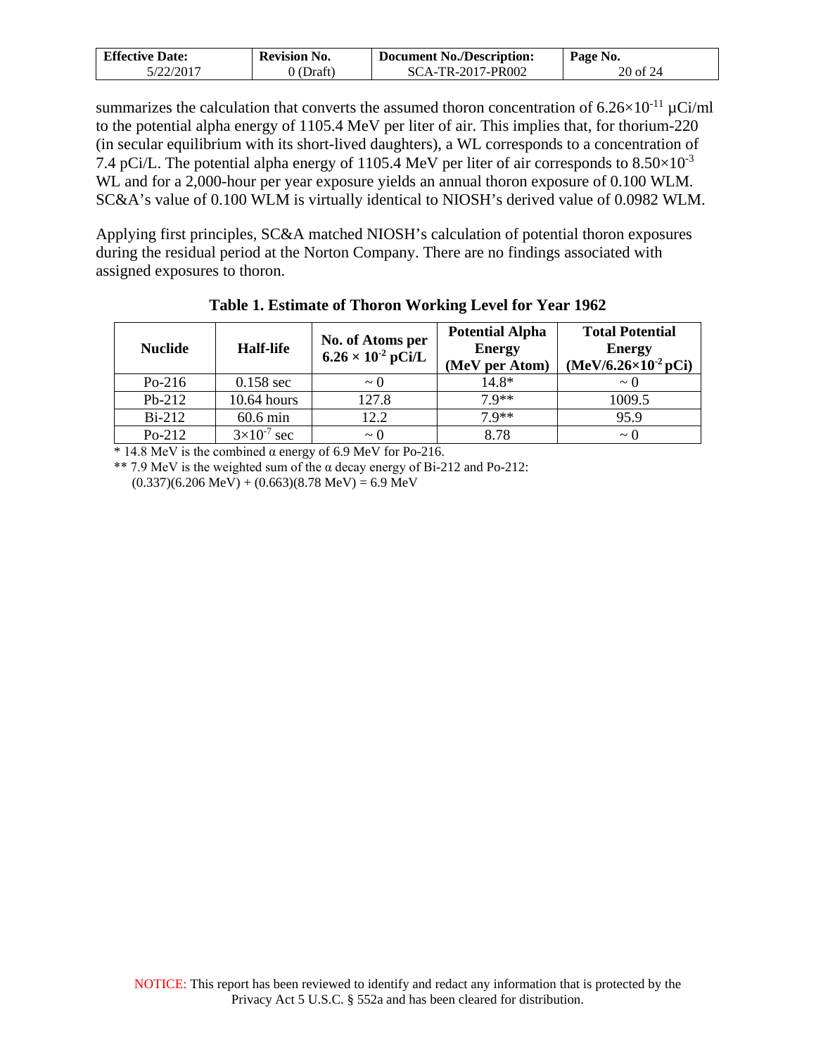summarizes the calculation that converts the assumed thoron concentration of $6.26\times10^{-11}$ μCi/ml to the potential alpha energy of 1105.4 MeV per liter of air. This implies that, for thorium-220 (in secular equilibrium with its short-lived daughters), a WL corresponds to a concentration of 7.4 pCi/L. The potential alpha energy of 1105.4 MeV per liter of air corresponds to $8.50\times10^{-3}$ WL and for a 2,000-hour per year exposure yields an annual thoron exposure of 0.100 WLM. SC&A's value of 0.100 WLM is virtually identical to NIOSH's derived value of 0.0982 WLM.

Applying first principles, SC&A matched NIOSH's calculation of potential thoron exposures during the residual period at the Norton Company. There are no findings associated with assigned exposures to thoron.

**Table 1. Estimate of Thoron Working Level for Year 1962**

| Nuclide | Half-life | No. of Atoms per $6.26\times10^{-2}$ pCi/L | Potential Alpha Energy (MeV per Atom) | Total Potential Energy (MeV/$6.26\times10^{-2}$ pCi) |
|---|---|---|---|---|
| Po-216 | 0.158 sec | ~ 0 | 14.8* | ~ 0 |
| Pb-212 | 10.64 hours | 127.8 | 7.9** | 1009.5 |
| Bi-212 | 60.6 min | 12.2 | 7.9** | 95.9 |
| Po-212 | $3\times10^{-7}$ sec | ~ 0 | 8.78 | ~ 0 |

\* 14.8 MeV is the combined α energy of 6.9 MeV for Po-216.

\*\* 7.9 MeV is the weighted sum of the α decay energy of Bi-212 and Po-212:
(0.337)(6.206 MeV) + (0.663)(8.78 MeV) = 6.9 MeV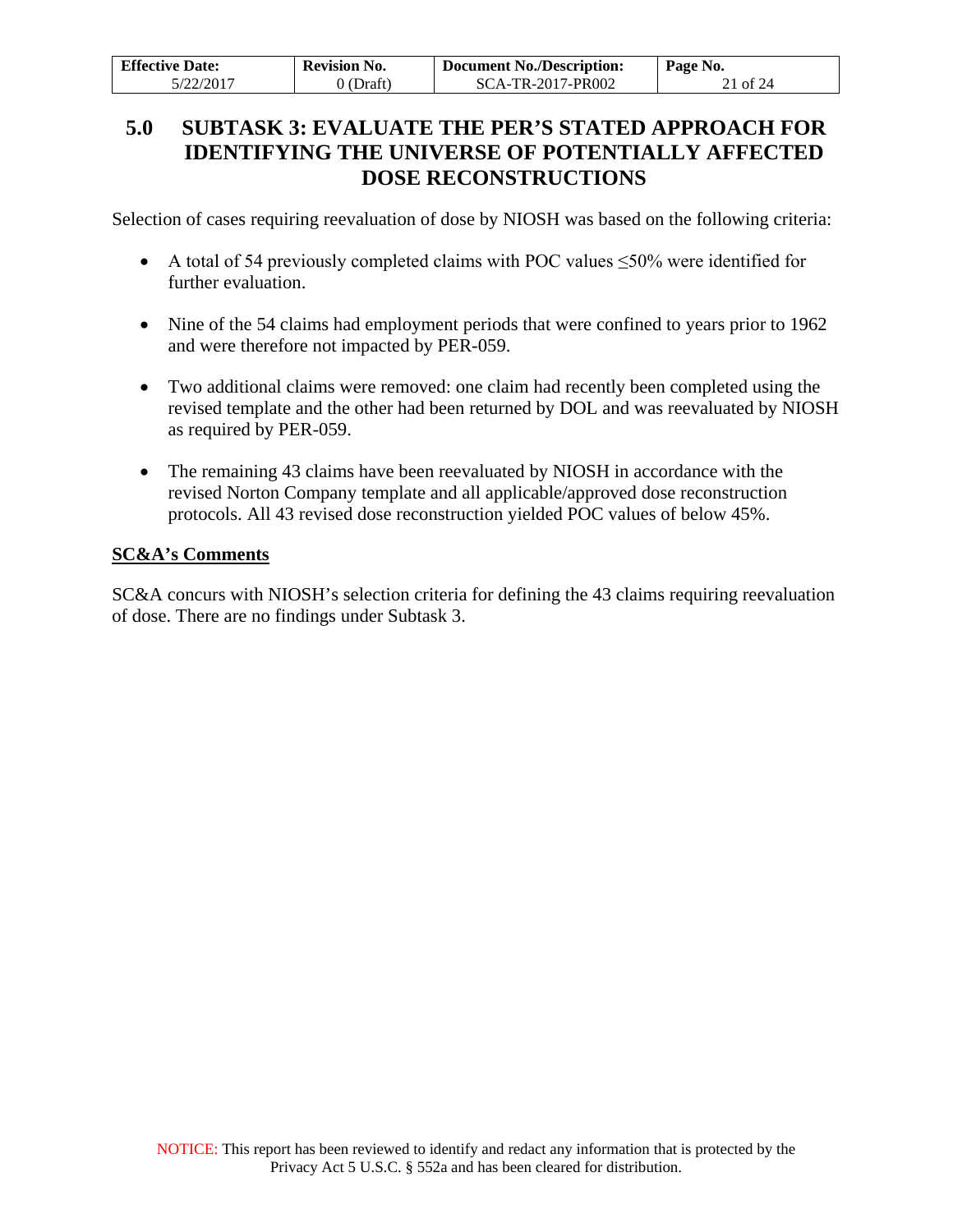# 5.0 SUBTASK 3: EVALUATE THE PER'S STATED APPROACH FOR IDENTIFYING THE UNIVERSE OF POTENTIALLY AFFECTED DOSE RECONSTRUCTIONS

Selection of cases requiring reevaluation of dose by NIOSH was based on the following criteria:

- A total of 54 previously completed claims with POC values ≤50% were identified for further evaluation.
- Nine of the 54 claims had employment periods that were confined to years prior to 1962 and were therefore not impacted by PER-059.
- Two additional claims were removed: one claim had recently been completed using the revised template and the other had been returned by DOL and was reevaluated by NIOSH as required by PER-059.
- The remaining 43 claims have been reevaluated by NIOSH in accordance with the revised Norton Company template and all applicable/approved dose reconstruction protocols. All 43 revised dose reconstruction yielded POC values of below 45%.

**SC&A's Comments**

SC&A concurs with NIOSH's selection criteria for defining the 43 claims requiring reevaluation of dose. There are no findings under Subtask 3.

NOTICE: This report has been reviewed to identify and redact any information that is protected by the Privacy Act 5 U.S.C. § 552a and has been cleared for distribution.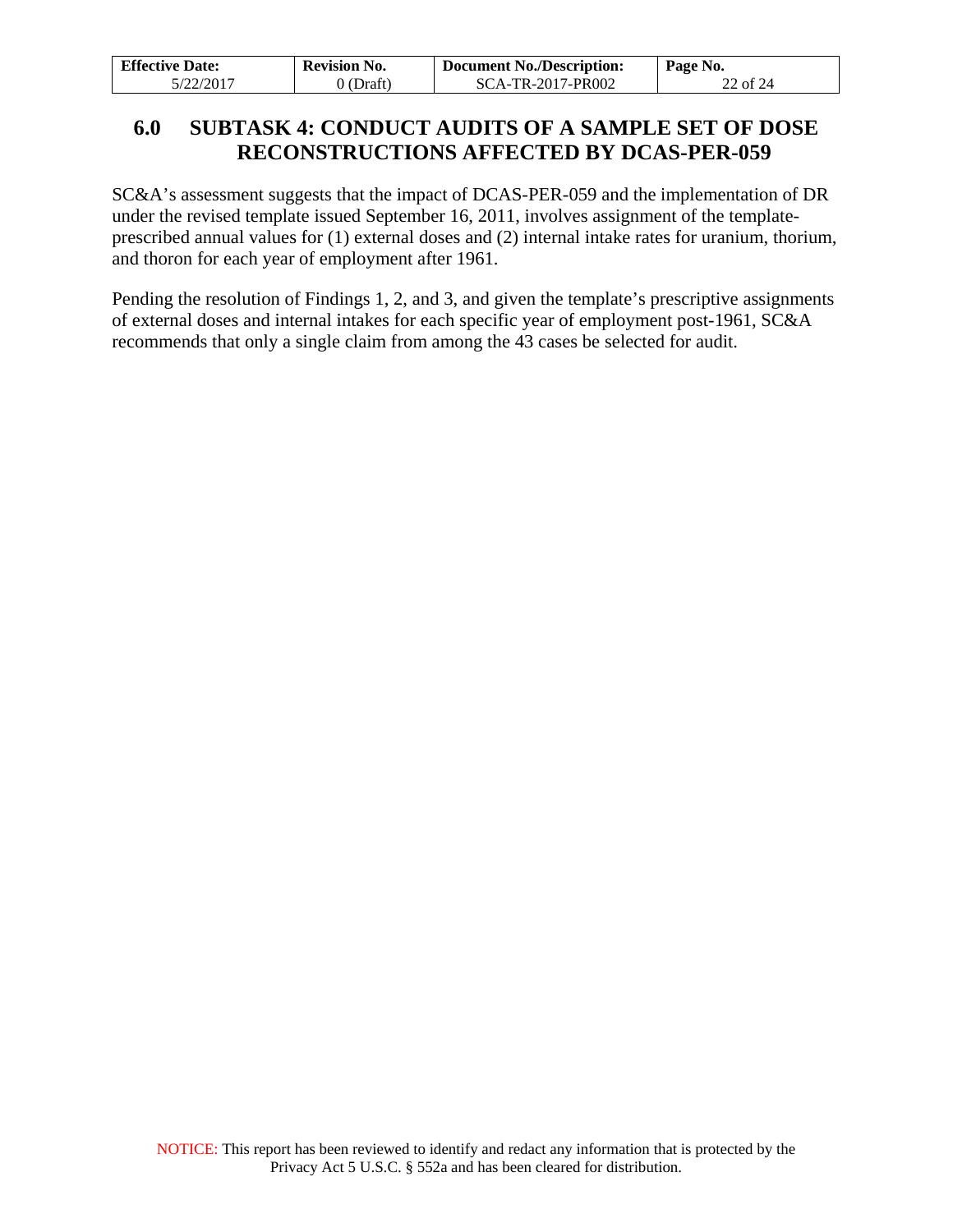# 6.0 SUBTASK 4: CONDUCT AUDITS OF A SAMPLE SET OF DOSE RECONSTRUCTIONS AFFECTED BY DCAS-PER-059

SC&A's assessment suggests that the impact of DCAS-PER-059 and the implementation of DR under the revised template issued September 16, 2011, involves assignment of the template-prescribed annual values for (1) external doses and (2) internal intake rates for uranium, thorium, and thoron for each year of employment after 1961.

Pending the resolution of Findings 1, 2, and 3, and given the template's prescriptive assignments of external doses and internal intakes for each specific year of employment post-1961, SC&A recommends that only a single claim from among the 43 cases be selected for audit.

NOTICE: This report has been reviewed to identify and redact any information that is protected by the Privacy Act 5 U.S.C. § 552a and has been cleared for distribution.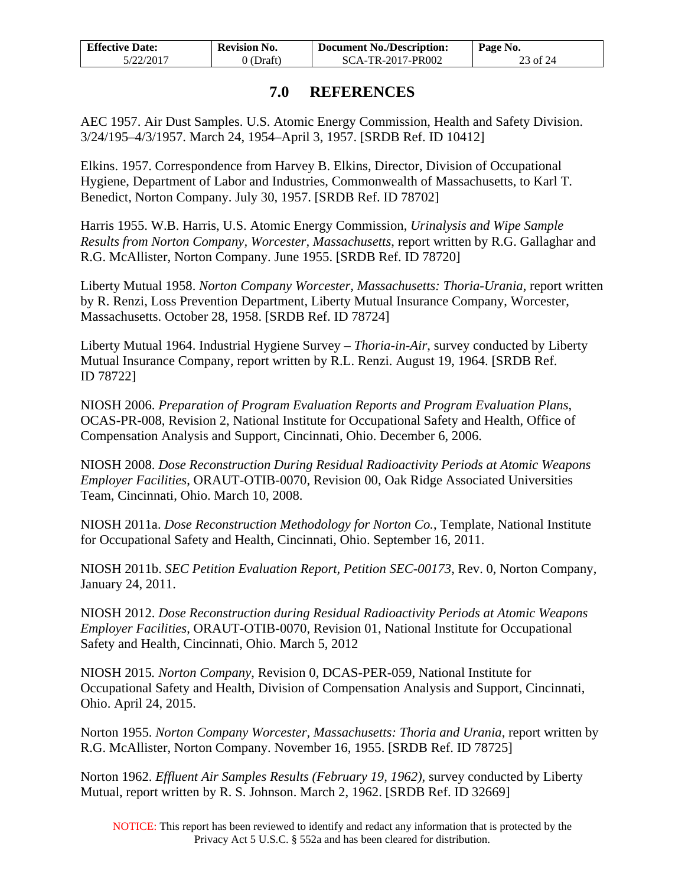# 7.0 REFERENCES

AEC 1957. Air Dust Samples. U.S. Atomic Energy Commission, Health and Safety Division. 3/24/195–4/3/1957. March 24, 1954–April 3, 1957. [SRDB Ref. ID 10412]

Elkins. 1957. Correspondence from Harvey B. Elkins, Director, Division of Occupational Hygiene, Department of Labor and Industries, Commonwealth of Massachusetts, to Karl T. Benedict, Norton Company. July 30, 1957. [SRDB Ref. ID 78702]

Harris 1955. W.B. Harris, U.S. Atomic Energy Commission, *Urinalysis and Wipe Sample Results from Norton Company, Worcester, Massachusetts*, report written by R.G. Gallaghar and R.G. McAllister, Norton Company. June 1955. [SRDB Ref. ID 78720]

Liberty Mutual 1958. *Norton Company Worcester, Massachusetts: Thoria-Urania*, report written by R. Renzi, Loss Prevention Department, Liberty Mutual Insurance Company, Worcester, Massachusetts. October 28, 1958. [SRDB Ref. ID 78724]

Liberty Mutual 1964. Industrial Hygiene Survey – *Thoria-in-Air*, survey conducted by Liberty Mutual Insurance Company, report written by R.L. Renzi. August 19, 1964. [SRDB Ref. ID 78722]

NIOSH 2006. *Preparation of Program Evaluation Reports and Program Evaluation Plans*, OCAS-PR-008, Revision 2, National Institute for Occupational Safety and Health, Office of Compensation Analysis and Support, Cincinnati, Ohio. December 6, 2006.

NIOSH 2008. *Dose Reconstruction During Residual Radioactivity Periods at Atomic Weapons Employer Facilities*, ORAUT-OTIB-0070, Revision 00, Oak Ridge Associated Universities Team, Cincinnati, Ohio. March 10, 2008.

NIOSH 2011a. *Dose Reconstruction Methodology for Norton Co.*, Template, National Institute for Occupational Safety and Health, Cincinnati, Ohio. September 16, 2011.

NIOSH 2011b. *SEC Petition Evaluation Report, Petition SEC-00173*, Rev. 0, Norton Company, January 24, 2011.

NIOSH 2012. *Dose Reconstruction during Residual Radioactivity Periods at Atomic Weapons Employer Facilities*, ORAUT-OTIB-0070, Revision 01, National Institute for Occupational Safety and Health, Cincinnati, Ohio. March 5, 2012

NIOSH 2015*. Norton Company*, Revision 0, DCAS-PER-059, National Institute for Occupational Safety and Health, Division of Compensation Analysis and Support, Cincinnati, Ohio. April 24, 2015.

Norton 1955. *Norton Company Worcester, Massachusetts: Thoria and Urania*, report written by R.G. McAllister, Norton Company. November 16, 1955. [SRDB Ref. ID 78725]

Norton 1962. *Effluent Air Samples Results (February 19, 1962)*, survey conducted by Liberty Mutual, report written by R. S. Johnson. March 2, 1962. [SRDB Ref. ID 32669]

NOTICE: This report has been reviewed to identify and redact any information that is protected by the Privacy Act 5 U.S.C. § 552a and has been cleared for distribution.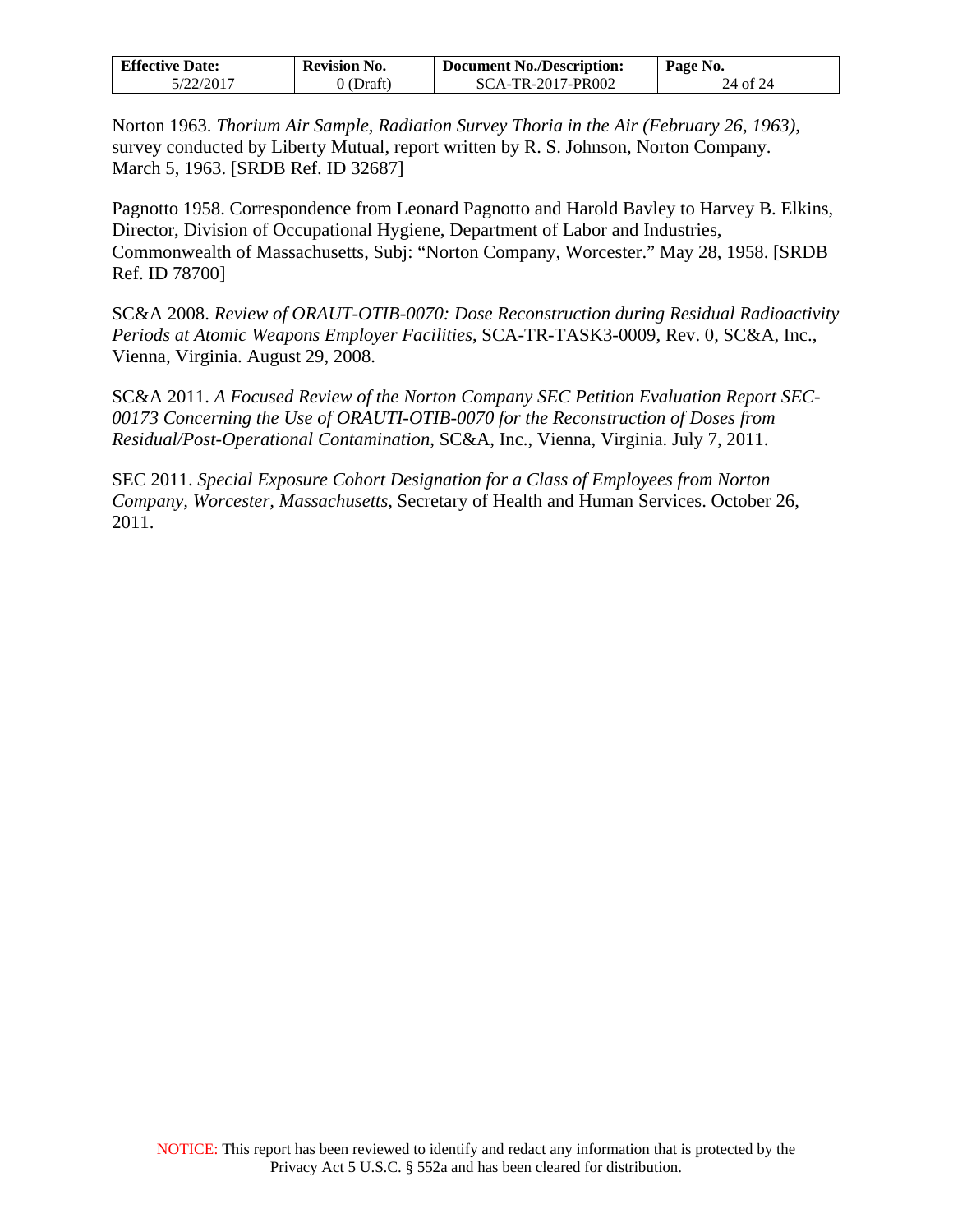Norton 1963. *Thorium Air Sample, Radiation Survey Thoria in the Air (February 26, 1963)*, survey conducted by Liberty Mutual, report written by R. S. Johnson, Norton Company. March 5, 1963. [SRDB Ref. ID 32687]

Pagnotto 1958. Correspondence from Leonard Pagnotto and Harold Bavley to Harvey B. Elkins, Director, Division of Occupational Hygiene, Department of Labor and Industries, Commonwealth of Massachusetts, Subj: "Norton Company, Worcester." May 28, 1958. [SRDB Ref. ID 78700]

SC&A 2008. *Review of ORAUT-OTIB-0070: Dose Reconstruction during Residual Radioactivity Periods at Atomic Weapons Employer Facilities*, SCA-TR-TASK3-0009, Rev. 0, SC&A, Inc., Vienna, Virginia. August 29, 2008.

SC&A 2011. *A Focused Review of the Norton Company SEC Petition Evaluation Report SEC-00173 Concerning the Use of ORAUTI-OTIB-0070 for the Reconstruction of Doses from Residual/Post-Operational Contamination*, SC&A, Inc., Vienna, Virginia. July 7, 2011.

SEC 2011. *Special Exposure Cohort Designation for a Class of Employees from Norton Company, Worcester, Massachusetts*, Secretary of Health and Human Services. October 26, 2011.

NOTICE: This report has been reviewed to identify and redact any information that is protected by the Privacy Act 5 U.S.C. § 552a and has been cleared for distribution.